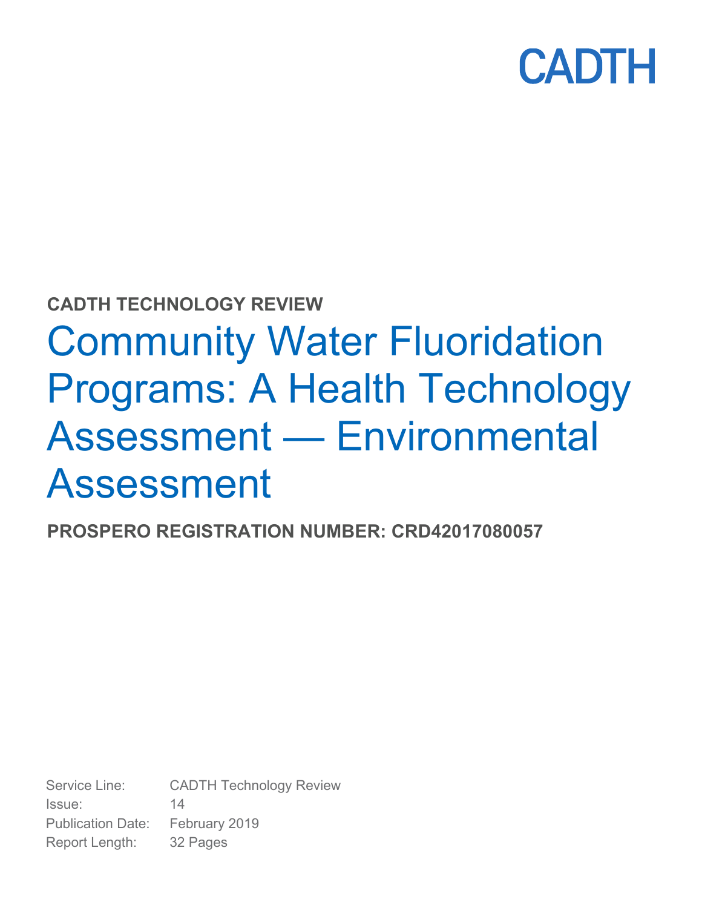CADTH

**CADTH TECHNOLOGY REVIEW**

# Community Water Fluoridation Programs: A Health Technology Assessment — Environmental Assessment

**PROSPERO REGISTRATION NUMBER: CRD42017080057**

| | |
|---|---|
| Service Line: | CADTH Technology Review |
| Issue: | 14 |
| Publication Date: | February 2019 |
| Report Length: | 32 Pages |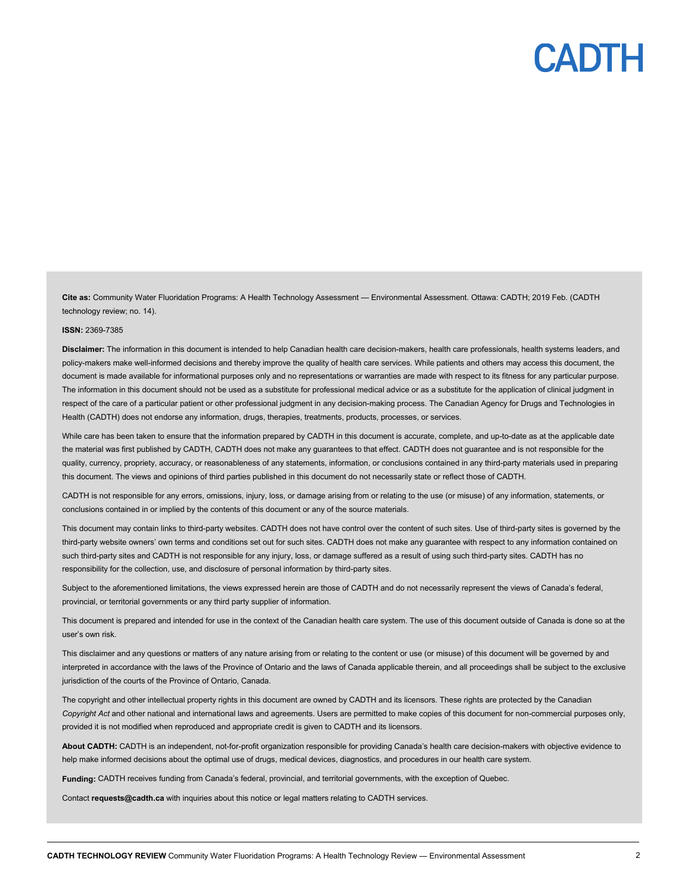**Cite as:** Community Water Fluoridation Programs: A Health Technology Assessment — Environmental Assessment. Ottawa: CADTH; 2019 Feb. (CADTH technology review; no. 14).

**ISSN:** 2369-7385

**Disclaimer:** The information in this document is intended to help Canadian health care decision-makers, health care professionals, health systems leaders, and policy-makers make well-informed decisions and thereby improve the quality of health care services. While patients and others may access this document, the document is made available for informational purposes only and no representations or warranties are made with respect to its fitness for any particular purpose. The information in this document should not be used as a substitute for professional medical advice or as a substitute for the application of clinical judgment in respect of the care of a particular patient or other professional judgment in any decision-making process. The Canadian Agency for Drugs and Technologies in Health (CADTH) does not endorse any information, drugs, therapies, treatments, products, processes, or services.

While care has been taken to ensure that the information prepared by CADTH in this document is accurate, complete, and up-to-date as at the applicable date the material was first published by CADTH, CADTH does not make any guarantees to that effect. CADTH does not guarantee and is not responsible for the quality, currency, propriety, accuracy, or reasonableness of any statements, information, or conclusions contained in any third-party materials used in preparing this document. The views and opinions of third parties published in this document do not necessarily state or reflect those of CADTH.

CADTH is not responsible for any errors, omissions, injury, loss, or damage arising from or relating to the use (or misuse) of any information, statements, or conclusions contained in or implied by the contents of this document or any of the source materials.

This document may contain links to third-party websites. CADTH does not have control over the content of such sites. Use of third-party sites is governed by the third-party website owners' own terms and conditions set out for such sites. CADTH does not make any guarantee with respect to any information contained on such third-party sites and CADTH is not responsible for any injury, loss, or damage suffered as a result of using such third-party sites. CADTH has no responsibility for the collection, use, and disclosure of personal information by third-party sites.

Subject to the aforementioned limitations, the views expressed herein are those of CADTH and do not necessarily represent the views of Canada's federal, provincial, or territorial governments or any third party supplier of information.

This document is prepared and intended for use in the context of the Canadian health care system. The use of this document outside of Canada is done so at the user's own risk.

This disclaimer and any questions or matters of any nature arising from or relating to the content or use (or misuse) of this document will be governed by and interpreted in accordance with the laws of the Province of Ontario and the laws of Canada applicable therein, and all proceedings shall be subject to the exclusive jurisdiction of the courts of the Province of Ontario, Canada.

The copyright and other intellectual property rights in this document are owned by CADTH and its licensors. These rights are protected by the Canadian *Copyright Act* and other national and international laws and agreements. Users are permitted to make copies of this document for non-commercial purposes only, provided it is not modified when reproduced and appropriate credit is given to CADTH and its licensors.

**About CADTH:** CADTH is an independent, not-for-profit organization responsible for providing Canada's health care decision-makers with objective evidence to help make informed decisions about the optimal use of drugs, medical devices, diagnostics, and procedures in our health care system.

**Funding:** CADTH receives funding from Canada's federal, provincial, and territorial governments, with the exception of Quebec.

Contact **requests@cadth.ca** with inquiries about this notice or legal matters relating to CADTH services.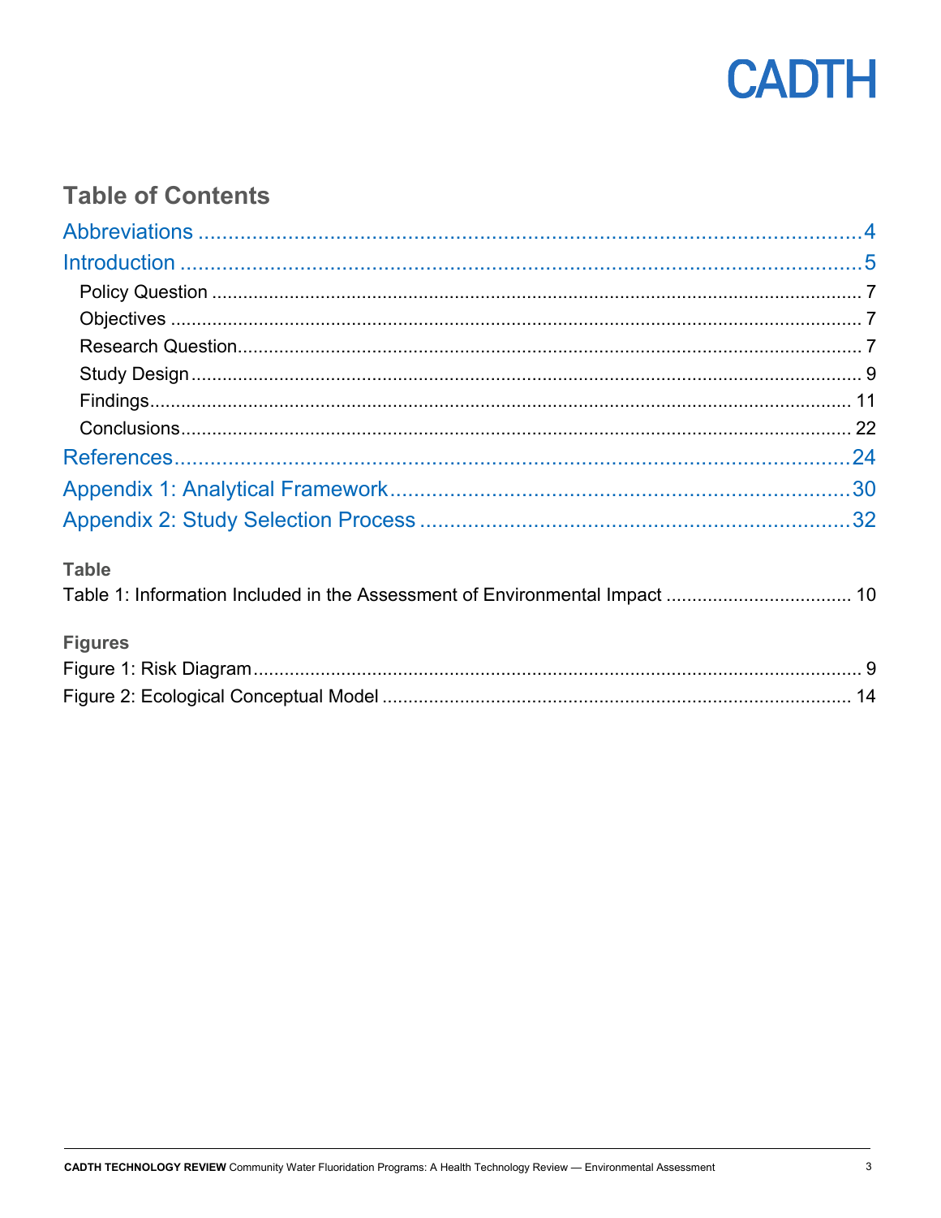## Table of Contents

Abbreviations ..... 4
Introduction ..... 5
- Policy Question ..... 7
- Objectives ..... 7
- Research Question ..... 7
- Study Design ..... 9
- Findings ..... 11
- Conclusions ..... 22

References ..... 24
Appendix 1: Analytical Framework ..... 30
Appendix 2: Study Selection Process ..... 32

**Table**

Table 1: Information Included in the Assessment of Environmental Impact ..... 10

**Figures**

Figure 1: Risk Diagram ..... 9
Figure 2: Ecological Conceptual Model ..... 14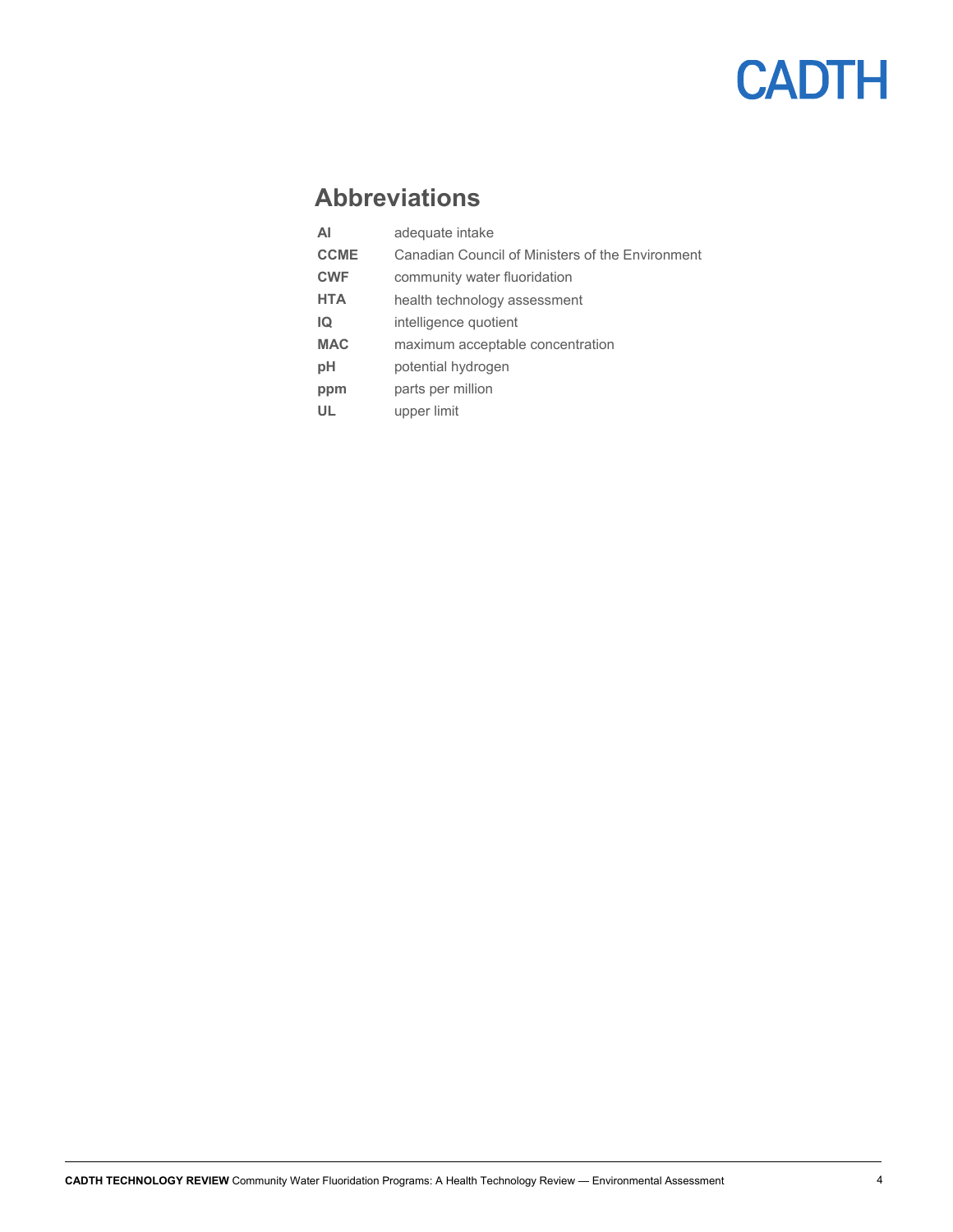## Abbreviations

| | |
|---|---|
| **AI** | adequate intake |
| **CCME** | Canadian Council of Ministers of the Environment |
| **CWF** | community water fluoridation |
| **HTA** | health technology assessment |
| **IQ** | intelligence quotient |
| **MAC** | maximum acceptable concentration |
| **pH** | potential hydrogen |
| **ppm** | parts per million |
| **UL** | upper limit |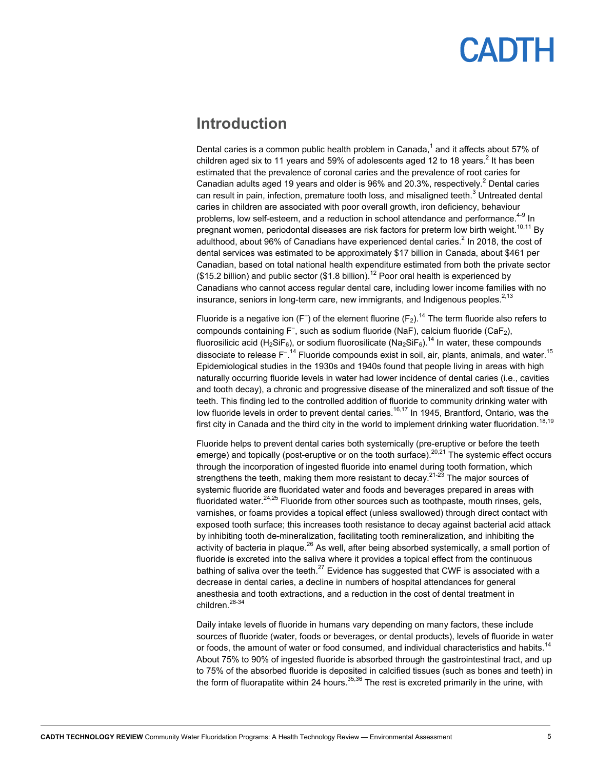## Introduction

Dental caries is a common public health problem in Canada,[1] and it affects about 57% of children aged six to 11 years and 59% of adolescents aged 12 to 18 years.[2] It has been estimated that the prevalence of coronal caries and the prevalence of root caries for Canadian adults aged 19 years and older is 96% and 20.3%, respectively.[2] Dental caries can result in pain, infection, premature tooth loss, and misaligned teeth.[3] Untreated dental caries in children are associated with poor overall growth, iron deficiency, behaviour problems, low self-esteem, and a reduction in school attendance and performance.[4-9] In pregnant women, periodontal diseases are risk factors for preterm low birth weight.[10,11] By adulthood, about 96% of Canadians have experienced dental caries.[2] In 2018, the cost of dental services was estimated to be approximately $17 billion in Canada, about $461 per Canadian, based on total national health expenditure estimated from both the private sector ($15.2 billion) and public sector ($1.8 billion).[12] Poor oral health is experienced by Canadians who cannot access regular dental care, including lower income families with no insurance, seniors in long-term care, new immigrants, and Indigenous peoples.[2,13]

Fluoride is a negative ion ($F^-$) of the element fluorine ($F_2$).[14] The term fluoride also refers to compounds containing $F^-$, such as sodium fluoride (NaF), calcium fluoride ($CaF_2$), fluorosilicic acid ($H_2SiF_6$), or sodium fluorosilicate ($Na_2SiF_6$).[14] In water, these compounds dissociate to release $F^-$.[14] Fluoride compounds exist in soil, air, plants, animals, and water.[15] Epidemiological studies in the 1930s and 1940s found that people living in areas with high naturally occurring fluoride levels in water had lower incidence of dental caries (i.e., cavities and tooth decay), a chronic and progressive disease of the mineralized and soft tissue of the teeth. This finding led to the controlled addition of fluoride to community drinking water with low fluoride levels in order to prevent dental caries.[16,17] In 1945, Brantford, Ontario, was the first city in Canada and the third city in the world to implement drinking water fluoridation.[18,19]

Fluoride helps to prevent dental caries both systemically (pre-eruptive or before the teeth emerge) and topically (post-eruptive or on the tooth surface).[20,21] The systemic effect occurs through the incorporation of ingested fluoride into enamel during tooth formation, which strengthens the teeth, making them more resistant to decay.[21-23] The major sources of systemic fluoride are fluoridated water and foods and beverages prepared in areas with fluoridated water.[24,25] Fluoride from other sources such as toothpaste, mouth rinses, gels, varnishes, or foams provides a topical effect (unless swallowed) through direct contact with exposed tooth surface; this increases tooth resistance to decay against bacterial acid attack by inhibiting tooth de-mineralization, facilitating tooth remineralization, and inhibiting the activity of bacteria in plaque.[26] As well, after being absorbed systemically, a small portion of fluoride is excreted into the saliva where it provides a topical effect from the continuous bathing of saliva over the teeth.[27] Evidence has suggested that CWF is associated with a decrease in dental caries, a decline in numbers of hospital attendances for general anesthesia and tooth extractions, and a reduction in the cost of dental treatment in children.[28-34]

Daily intake levels of fluoride in humans vary depending on many factors, these include sources of fluoride (water, foods or beverages, or dental products), levels of fluoride in water or foods, the amount of water or food consumed, and individual characteristics and habits.[14] About 75% to 90% of ingested fluoride is absorbed through the gastrointestinal tract, and up to 75% of the absorbed fluoride is deposited in calcified tissues (such as bones and teeth) in the form of fluorapatite within 24 hours.[35,36] The rest is excreted primarily in the urine, with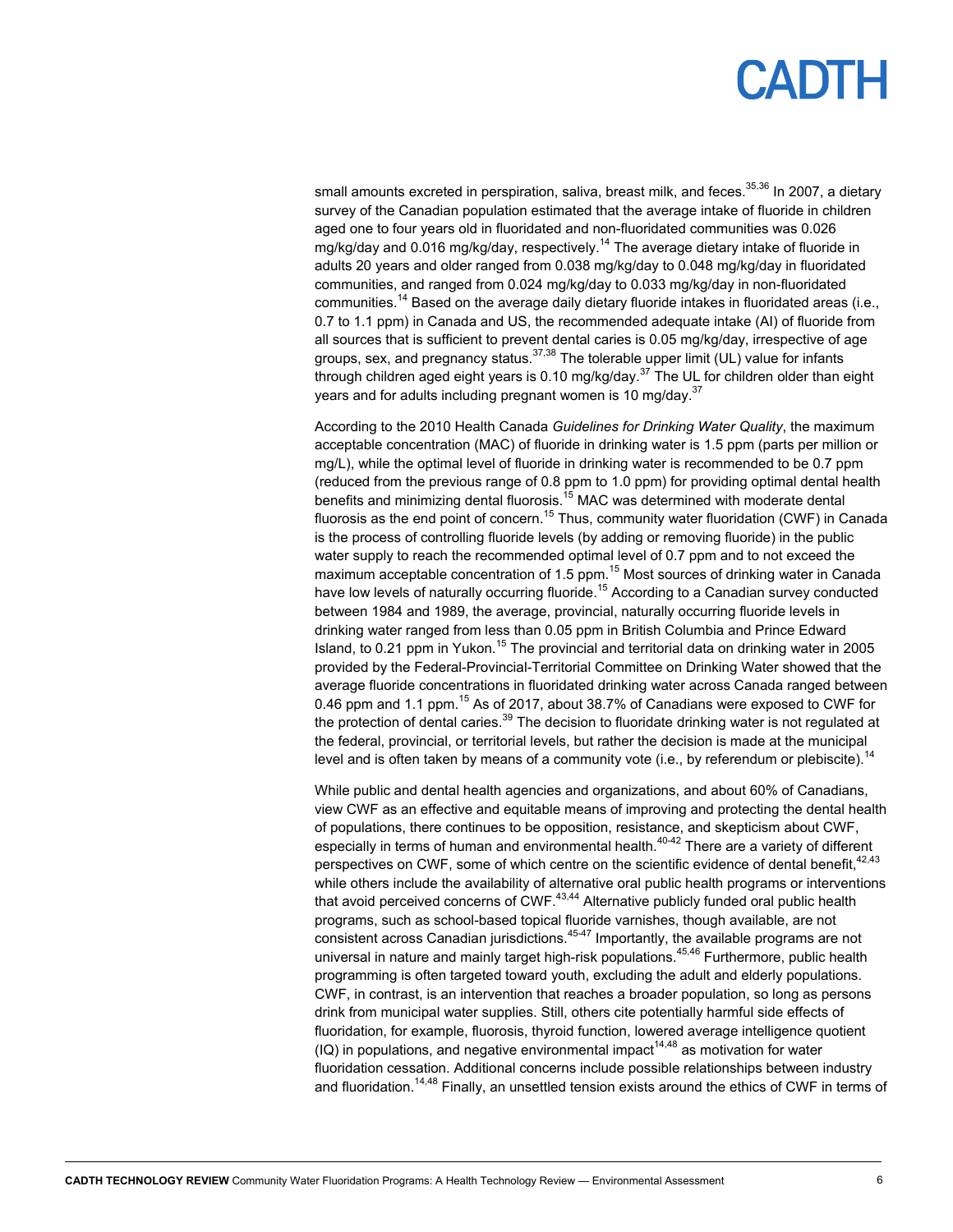small amounts excreted in perspiration, saliva, breast milk, and feces.[35,36] In 2007, a dietary survey of the Canadian population estimated that the average intake of fluoride in children aged one to four years old in fluoridated and non-fluoridated communities was 0.026 mg/kg/day and 0.016 mg/kg/day, respectively.[14] The average dietary intake of fluoride in adults 20 years and older ranged from 0.038 mg/kg/day to 0.048 mg/kg/day in fluoridated communities, and ranged from 0.024 mg/kg/day to 0.033 mg/kg/day in non-fluoridated communities.[14] Based on the average daily dietary fluoride intakes in fluoridated areas (i.e., 0.7 to 1.1 ppm) in Canada and US, the recommended adequate intake (AI) of fluoride from all sources that is sufficient to prevent dental caries is 0.05 mg/kg/day, irrespective of age groups, sex, and pregnancy status.[37,38] The tolerable upper limit (UL) value for infants through children aged eight years is 0.10 mg/kg/day.[37] The UL for children older than eight years and for adults including pregnant women is 10 mg/day.[37]

According to the 2010 Health Canada *Guidelines for Drinking Water Quality*, the maximum acceptable concentration (MAC) of fluoride in drinking water is 1.5 ppm (parts per million or mg/L), while the optimal level of fluoride in drinking water is recommended to be 0.7 ppm (reduced from the previous range of 0.8 ppm to 1.0 ppm) for providing optimal dental health benefits and minimizing dental fluorosis.[15] MAC was determined with moderate dental fluorosis as the end point of concern.[15] Thus, community water fluoridation (CWF) in Canada is the process of controlling fluoride levels (by adding or removing fluoride) in the public water supply to reach the recommended optimal level of 0.7 ppm and to not exceed the maximum acceptable concentration of 1.5 ppm.[15] Most sources of drinking water in Canada have low levels of naturally occurring fluoride.[15] According to a Canadian survey conducted between 1984 and 1989, the average, provincial, naturally occurring fluoride levels in drinking water ranged from less than 0.05 ppm in British Columbia and Prince Edward Island, to 0.21 ppm in Yukon.[15] The provincial and territorial data on drinking water in 2005 provided by the Federal-Provincial-Territorial Committee on Drinking Water showed that the average fluoride concentrations in fluoridated drinking water across Canada ranged between 0.46 ppm and 1.1 ppm.[15] As of 2017, about 38.7% of Canadians were exposed to CWF for the protection of dental caries.[39] The decision to fluoridate drinking water is not regulated at the federal, provincial, or territorial levels, but rather the decision is made at the municipal level and is often taken by means of a community vote (i.e., by referendum or plebiscite).[14]

While public and dental health agencies and organizations, and about 60% of Canadians, view CWF as an effective and equitable means of improving and protecting the dental health of populations, there continues to be opposition, resistance, and skepticism about CWF, especially in terms of human and environmental health.[40-42] There are a variety of different perspectives on CWF, some of which centre on the scientific evidence of dental benefit,[42,43] while others include the availability of alternative oral public health programs or interventions that avoid perceived concerns of CWF.[43,44] Alternative publicly funded oral public health programs, such as school-based topical fluoride varnishes, though available, are not consistent across Canadian jurisdictions.[45-47] Importantly, the available programs are not universal in nature and mainly target high-risk populations.[45,46] Furthermore, public health programming is often targeted toward youth, excluding the adult and elderly populations. CWF, in contrast, is an intervention that reaches a broader population, so long as persons drink from municipal water supplies. Still, others cite potentially harmful side effects of fluoridation, for example, fluorosis, thyroid function, lowered average intelligence quotient (IQ) in populations, and negative environmental impact[14,48] as motivation for water fluoridation cessation. Additional concerns include possible relationships between industry and fluoridation.[14,48] Finally, an unsettled tension exists around the ethics of CWF in terms of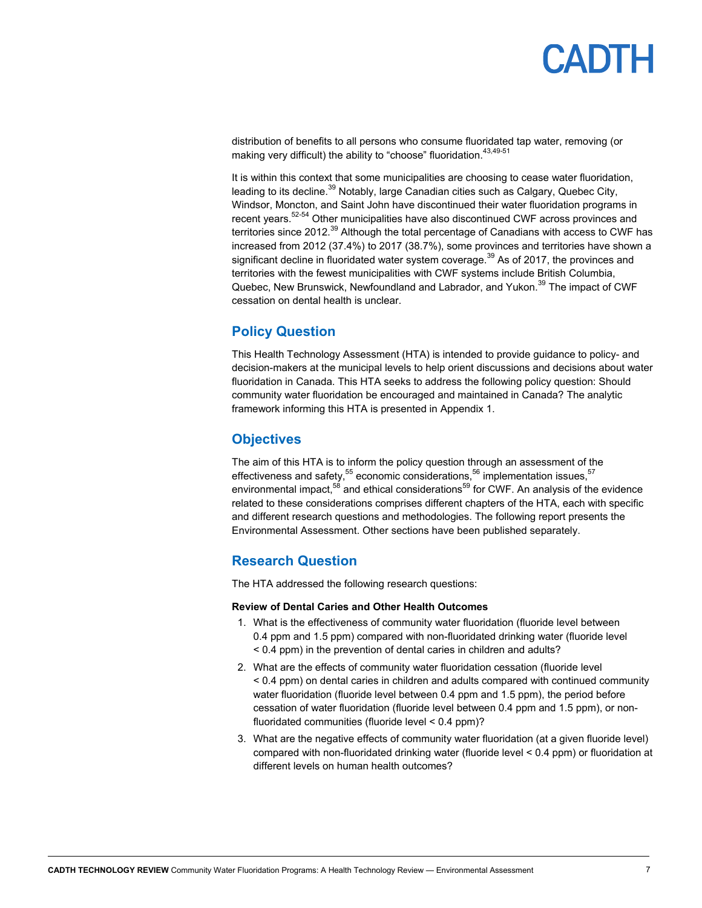distribution of benefits to all persons who consume fluoridated tap water, removing (or making very difficult) the ability to "choose" fluoridation.[43,49-51]

It is within this context that some municipalities are choosing to cease water fluoridation, leading to its decline.[39] Notably, large Canadian cities such as Calgary, Quebec City, Windsor, Moncton, and Saint John have discontinued their water fluoridation programs in recent years.[52-54] Other municipalities have also discontinued CWF across provinces and territories since 2012.[39] Although the total percentage of Canadians with access to CWF has increased from 2012 (37.4%) to 2017 (38.7%), some provinces and territories have shown a significant decline in fluoridated water system coverage.[39] As of 2017, the provinces and territories with the fewest municipalities with CWF systems include British Columbia, Quebec, New Brunswick, Newfoundland and Labrador, and Yukon.[39] The impact of CWF cessation on dental health is unclear.

## Policy Question

This Health Technology Assessment (HTA) is intended to provide guidance to policy- and decision-makers at the municipal levels to help orient discussions and decisions about water fluoridation in Canada. This HTA seeks to address the following policy question: Should community water fluoridation be encouraged and maintained in Canada? The analytic framework informing this HTA is presented in Appendix 1.

## Objectives

The aim of this HTA is to inform the policy question through an assessment of the effectiveness and safety,[55] economic considerations,[56] implementation issues,[57] environmental impact,[58] and ethical considerations[59] for CWF. An analysis of the evidence related to these considerations comprises different chapters of the HTA, each with specific and different research questions and methodologies. The following report presents the Environmental Assessment. Other sections have been published separately.

## Research Question

The HTA addressed the following research questions:

**Review of Dental Caries and Other Health Outcomes**

1. What is the effectiveness of community water fluoridation (fluoride level between 0.4 ppm and 1.5 ppm) compared with non-fluoridated drinking water (fluoride level < 0.4 ppm) in the prevention of dental caries in children and adults?
2. What are the effects of community water fluoridation cessation (fluoride level < 0.4 ppm) on dental caries in children and adults compared with continued community water fluoridation (fluoride level between 0.4 ppm and 1.5 ppm), the period before cessation of water fluoridation (fluoride level between 0.4 ppm and 1.5 ppm), or non-fluoridated communities (fluoride level < 0.4 ppm)?
3. What are the negative effects of community water fluoridation (at a given fluoride level) compared with non-fluoridated drinking water (fluoride level < 0.4 ppm) or fluoridation at different levels on human health outcomes?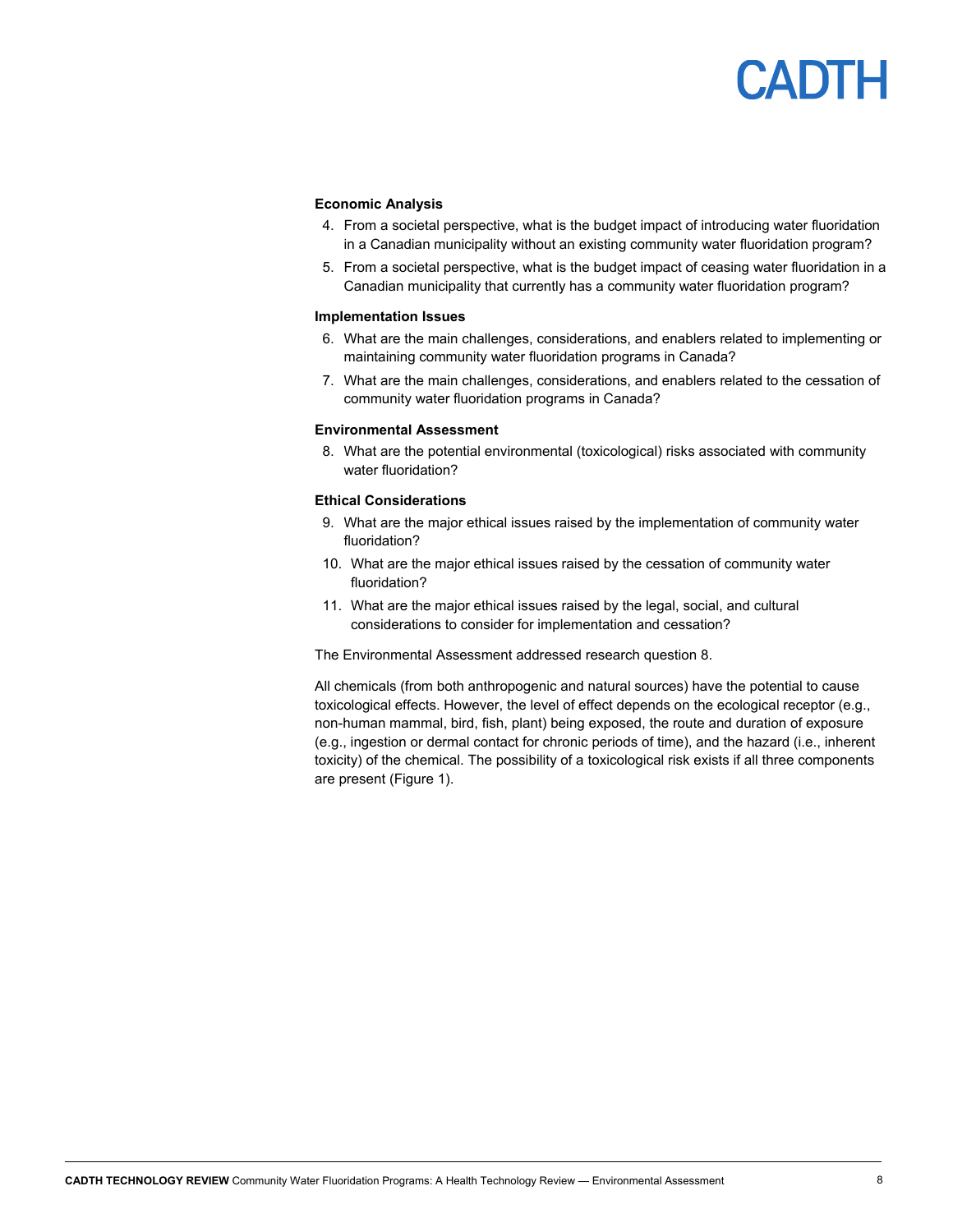**Economic Analysis**

4. From a societal perspective, what is the budget impact of introducing water fluoridation in a Canadian municipality without an existing community water fluoridation program?
5. From a societal perspective, what is the budget impact of ceasing water fluoridation in a Canadian municipality that currently has a community water fluoridation program?

**Implementation Issues**

6. What are the main challenges, considerations, and enablers related to implementing or maintaining community water fluoridation programs in Canada?
7. What are the main challenges, considerations, and enablers related to the cessation of community water fluoridation programs in Canada?

**Environmental Assessment**

8. What are the potential environmental (toxicological) risks associated with community water fluoridation?

**Ethical Considerations**

9. What are the major ethical issues raised by the implementation of community water fluoridation?
10. What are the major ethical issues raised by the cessation of community water fluoridation?
11. What are the major ethical issues raised by the legal, social, and cultural considerations to consider for implementation and cessation?

The Environmental Assessment addressed research question 8.

All chemicals (from both anthropogenic and natural sources) have the potential to cause toxicological effects. However, the level of effect depends on the ecological receptor (e.g., non-human mammal, bird, fish, plant) being exposed, the route and duration of exposure (e.g., ingestion or dermal contact for chronic periods of time), and the hazard (i.e., inherent toxicity) of the chemical. The possibility of a toxicological risk exists if all three components are present (Figure 1).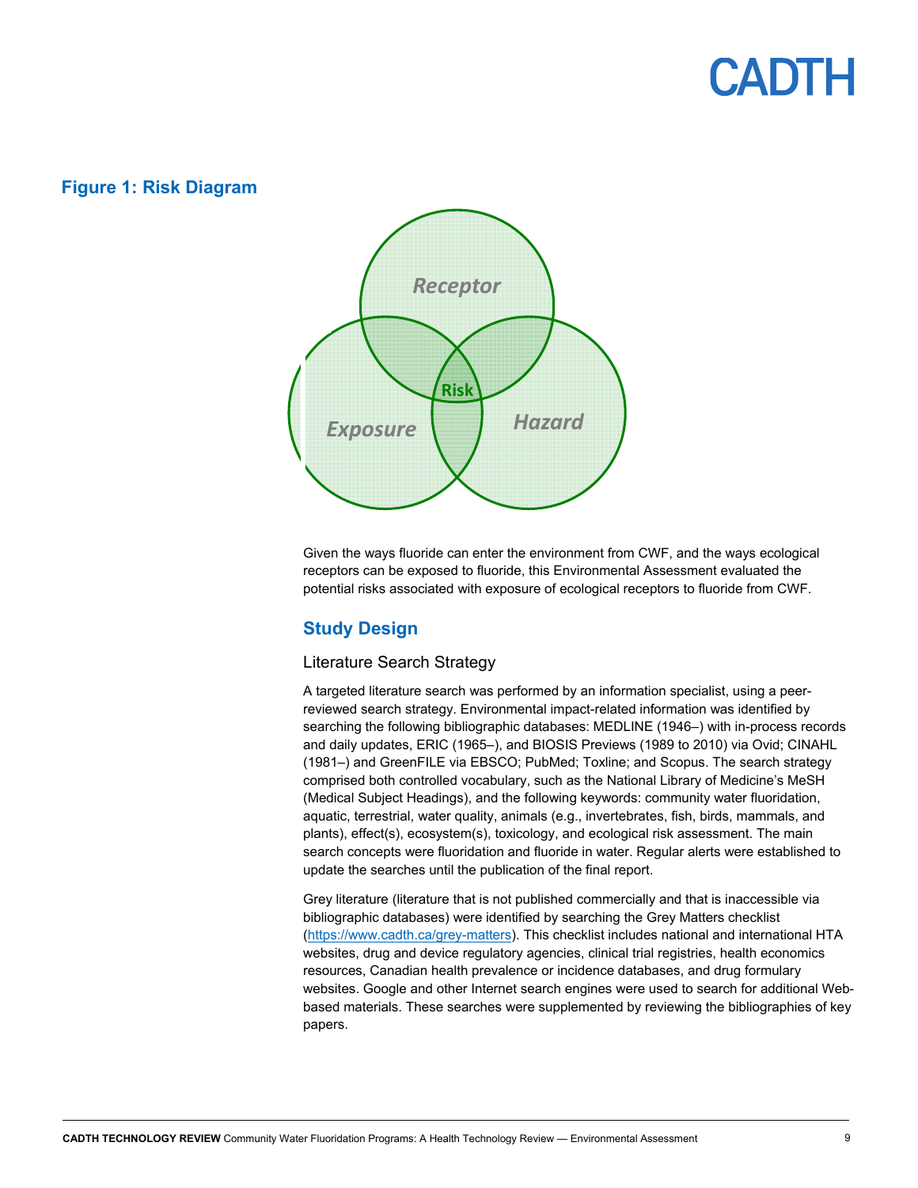## Figure 1: Risk Diagram

Receptor

Exposure

Hazard

Risk

Given the ways fluoride can enter the environment from CWF, and the ways ecological receptors can be exposed to fluoride, this Environmental Assessment evaluated the potential risks associated with exposure of ecological receptors to fluoride from CWF.

## Study Design

### Literature Search Strategy

A targeted literature search was performed by an information specialist, using a peer-reviewed search strategy. Environmental impact-related information was identified by searching the following bibliographic databases: MEDLINE (1946–) with in-process records and daily updates, ERIC (1965–), and BIOSIS Previews (1989 to 2010) via Ovid; CINAHL (1981–) and GreenFILE via EBSCO; PubMed; Toxline; and Scopus. The search strategy comprised both controlled vocabulary, such as the National Library of Medicine's MeSH (Medical Subject Headings), and the following keywords: community water fluoridation, aquatic, terrestrial, water quality, animals (e.g., invertebrates, fish, birds, mammals, and plants), effect(s), ecosystem(s), toxicology, and ecological risk assessment. The main search concepts were fluoridation and fluoride in water. Regular alerts were established to update the searches until the publication of the final report.

Grey literature (literature that is not published commercially and that is inaccessible via bibliographic databases) were identified by searching the Grey Matters checklist (https://www.cadth.ca/grey-matters). This checklist includes national and international HTA websites, drug and device regulatory agencies, clinical trial registries, health economics resources, Canadian health prevalence or incidence databases, and drug formulary websites. Google and other Internet search engines were used to search for additional Web-based materials. These searches were supplemented by reviewing the bibliographies of key papers.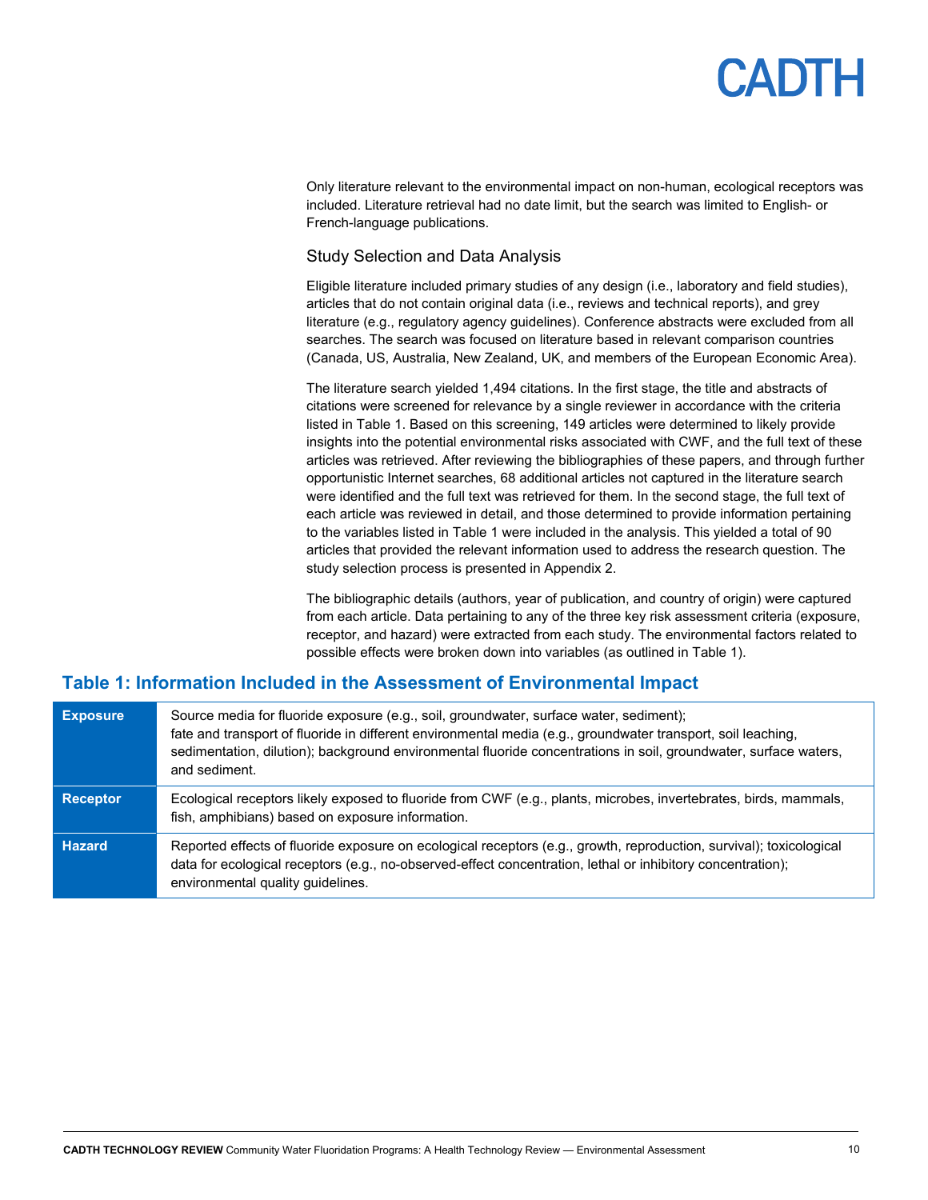Only literature relevant to the environmental impact on non-human, ecological receptors was included. Literature retrieval had no date limit, but the search was limited to English- or French-language publications.

### Study Selection and Data Analysis

Eligible literature included primary studies of any design (i.e., laboratory and field studies), articles that do not contain original data (i.e., reviews and technical reports), and grey literature (e.g., regulatory agency guidelines). Conference abstracts were excluded from all searches. The search was focused on literature based in relevant comparison countries (Canada, US, Australia, New Zealand, UK, and members of the European Economic Area).

The literature search yielded 1,494 citations. In the first stage, the title and abstracts of citations were screened for relevance by a single reviewer in accordance with the criteria listed in Table 1. Based on this screening, 149 articles were determined to likely provide insights into the potential environmental risks associated with CWF, and the full text of these articles was retrieved. After reviewing the bibliographies of these papers, and through further opportunistic Internet searches, 68 additional articles not captured in the literature search were identified and the full text was retrieved for them. In the second stage, the full text of each article was reviewed in detail, and those determined to provide information pertaining to the variables listed in Table 1 were included in the analysis. This yielded a total of 90 articles that provided the relevant information used to address the research question. The study selection process is presented in Appendix 2.

The bibliographic details (authors, year of publication, and country of origin) were captured from each article. Data pertaining to any of the three key risk assessment criteria (exposure, receptor, and hazard) were extracted from each study. The environmental factors related to possible effects were broken down into variables (as outlined in Table 1).

## Table 1: Information Included in the Assessment of Environmental Impact

| | |
|---|---|
| **Exposure** | Source media for fluoride exposure (e.g., soil, groundwater, surface water, sediment); fate and transport of fluoride in different environmental media (e.g., groundwater transport, soil leaching, sedimentation, dilution); background environmental fluoride concentrations in soil, groundwater, surface waters, and sediment. |
| **Receptor** | Ecological receptors likely exposed to fluoride from CWF (e.g., plants, microbes, invertebrates, birds, mammals, fish, amphibians) based on exposure information. |
| **Hazard** | Reported effects of fluoride exposure on ecological receptors (e.g., growth, reproduction, survival); toxicological data for ecological receptors (e.g., no-observed-effect concentration, lethal or inhibitory concentration); environmental quality guidelines. |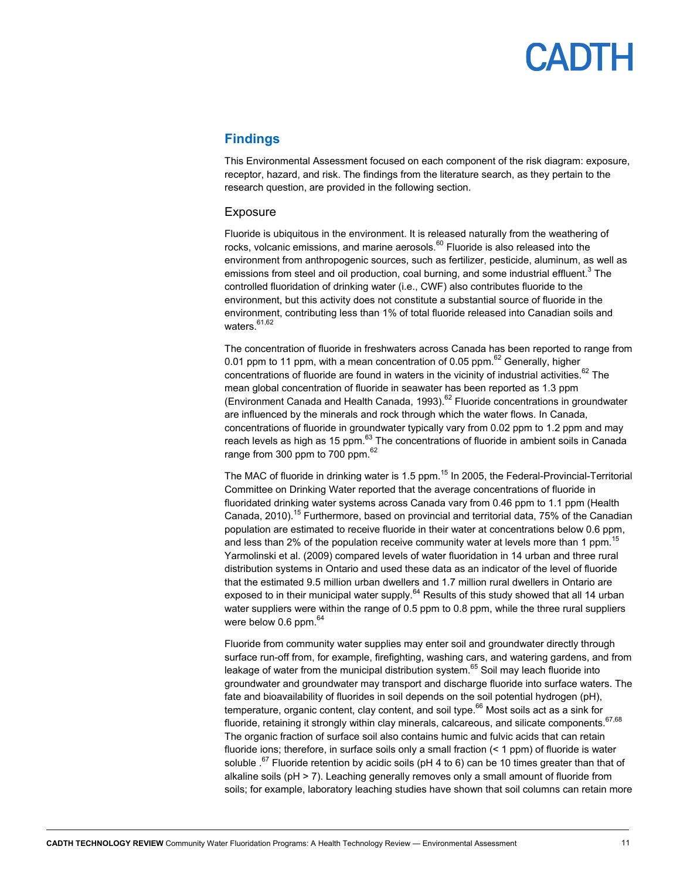## Findings

This Environmental Assessment focused on each component of the risk diagram: exposure, receptor, hazard, and risk. The findings from the literature search, as they pertain to the research question, are provided in the following section.

### Exposure

Fluoride is ubiquitous in the environment. It is released naturally from the weathering of rocks, volcanic emissions, and marine aerosols.[60] Fluoride is also released into the environment from anthropogenic sources, such as fertilizer, pesticide, aluminum, as well as emissions from steel and oil production, coal burning, and some industrial effluent.[3] The controlled fluoridation of drinking water (i.e., CWF) also contributes fluoride to the environment, but this activity does not constitute a substantial source of fluoride in the environment, contributing less than 1% of total fluoride released into Canadian soils and waters.[61,62]

The concentration of fluoride in freshwaters across Canada has been reported to range from 0.01 ppm to 11 ppm, with a mean concentration of 0.05 ppm.[62] Generally, higher concentrations of fluoride are found in waters in the vicinity of industrial activities.[62] The mean global concentration of fluoride in seawater has been reported as 1.3 ppm (Environment Canada and Health Canada, 1993).[62] Fluoride concentrations in groundwater are influenced by the minerals and rock through which the water flows. In Canada, concentrations of fluoride in groundwater typically vary from 0.02 ppm to 1.2 ppm and may reach levels as high as 15 ppm.[63] The concentrations of fluoride in ambient soils in Canada range from 300 ppm to 700 ppm.[62]

The MAC of fluoride in drinking water is 1.5 ppm.[15] In 2005, the Federal-Provincial-Territorial Committee on Drinking Water reported that the average concentrations of fluoride in fluoridated drinking water systems across Canada vary from 0.46 ppm to 1.1 ppm (Health Canada, 2010).[15] Furthermore, based on provincial and territorial data, 75% of the Canadian population are estimated to receive fluoride in their water at concentrations below 0.6 ppm, and less than 2% of the population receive community water at levels more than 1 ppm.[15] Yarmolinski et al. (2009) compared levels of water fluoridation in 14 urban and three rural distribution systems in Ontario and used these data as an indicator of the level of fluoride that the estimated 9.5 million urban dwellers and 1.7 million rural dwellers in Ontario are exposed to in their municipal water supply.[64] Results of this study showed that all 14 urban water suppliers were within the range of 0.5 ppm to 0.8 ppm, while the three rural suppliers were below 0.6 ppm.[64]

Fluoride from community water supplies may enter soil and groundwater directly through surface run-off from, for example, firefighting, washing cars, and watering gardens, and from leakage of water from the municipal distribution system.[65] Soil may leach fluoride into groundwater and groundwater may transport and discharge fluoride into surface waters. The fate and bioavailability of fluorides in soil depends on the soil potential hydrogen (pH), temperature, organic content, clay content, and soil type.[66] Most soils act as a sink for fluoride, retaining it strongly within clay minerals, calcareous, and silicate components.[67,68] The organic fraction of surface soil also contains humic and fulvic acids that can retain fluoride ions; therefore, in surface soils only a small fraction (< 1 ppm) of fluoride is water soluble .[67] Fluoride retention by acidic soils (pH 4 to 6) can be 10 times greater than that of alkaline soils (pH > 7). Leaching generally removes only a small amount of fluoride from soils; for example, laboratory leaching studies have shown that soil columns can retain more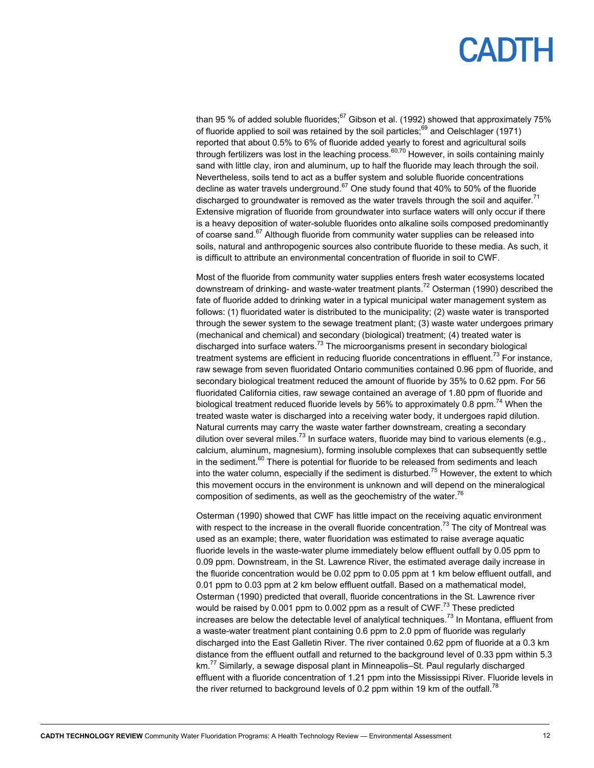than 95 % of added soluble fluorides;[67] Gibson et al. (1992) showed that approximately 75% of fluoride applied to soil was retained by the soil particles;[69] and Oelschlager (1971) reported that about 0.5% to 6% of fluoride added yearly to forest and agricultural soils through fertilizers was lost in the leaching process.[60,70] However, in soils containing mainly sand with little clay, iron and aluminum, up to half the fluoride may leach through the soil. Nevertheless, soils tend to act as a buffer system and soluble fluoride concentrations decline as water travels underground.[67] One study found that 40% to 50% of the fluoride discharged to groundwater is removed as the water travels through the soil and aquifer.[71] Extensive migration of fluoride from groundwater into surface waters will only occur if there is a heavy deposition of water-soluble fluorides onto alkaline soils composed predominantly of coarse sand.[67] Although fluoride from community water supplies can be released into soils, natural and anthropogenic sources also contribute fluoride to these media. As such, it is difficult to attribute an environmental concentration of fluoride in soil to CWF.

Most of the fluoride from community water supplies enters fresh water ecosystems located downstream of drinking- and waste-water treatment plants.[72] Osterman (1990) described the fate of fluoride added to drinking water in a typical municipal water management system as follows: (1) fluoridated water is distributed to the municipality; (2) waste water is transported through the sewer system to the sewage treatment plant; (3) waste water undergoes primary (mechanical and chemical) and secondary (biological) treatment; (4) treated water is discharged into surface waters.[73] The microorganisms present in secondary biological treatment systems are efficient in reducing fluoride concentrations in effluent.[73] For instance, raw sewage from seven fluoridated Ontario communities contained 0.96 ppm of fluoride, and secondary biological treatment reduced the amount of fluoride by 35% to 0.62 ppm. For 56 fluoridated California cities, raw sewage contained an average of 1.80 ppm of fluoride and biological treatment reduced fluoride levels by 56% to approximately 0.8 ppm.[74] When the treated waste water is discharged into a receiving water body, it undergoes rapid dilution. Natural currents may carry the waste water farther downstream, creating a secondary dilution over several miles.[73] In surface waters, fluoride may bind to various elements (e.g., calcium, aluminum, magnesium), forming insoluble complexes that can subsequently settle in the sediment.[60] There is potential for fluoride to be released from sediments and leach into the water column, especially if the sediment is disturbed.[75] However, the extent to which this movement occurs in the environment is unknown and will depend on the mineralogical composition of sediments, as well as the geochemistry of the water.[76]

Osterman (1990) showed that CWF has little impact on the receiving aquatic environment with respect to the increase in the overall fluoride concentration.[73] The city of Montreal was used as an example; there, water fluoridation was estimated to raise average aquatic fluoride levels in the waste-water plume immediately below effluent outfall by 0.05 ppm to 0.09 ppm. Downstream, in the St. Lawrence River, the estimated average daily increase in the fluoride concentration would be 0.02 ppm to 0.05 ppm at 1 km below effluent outfall, and 0.01 ppm to 0.03 ppm at 2 km below effluent outfall. Based on a mathematical model, Osterman (1990) predicted that overall, fluoride concentrations in the St. Lawrence river would be raised by 0.001 ppm to 0.002 ppm as a result of CWF.[73] These predicted increases are below the detectable level of analytical techniques.[73] In Montana, effluent from a waste-water treatment plant containing 0.6 ppm to 2.0 ppm of fluoride was regularly discharged into the East Galletin River. The river contained 0.62 ppm of fluoride at a 0.3 km distance from the effluent outfall and returned to the background level of 0.33 ppm within 5.3 km.[77] Similarly, a sewage disposal plant in Minneapolis–St. Paul regularly discharged effluent with a fluoride concentration of 1.21 ppm into the Mississippi River. Fluoride levels in the river returned to background levels of 0.2 ppm within 19 km of the outfall.[78]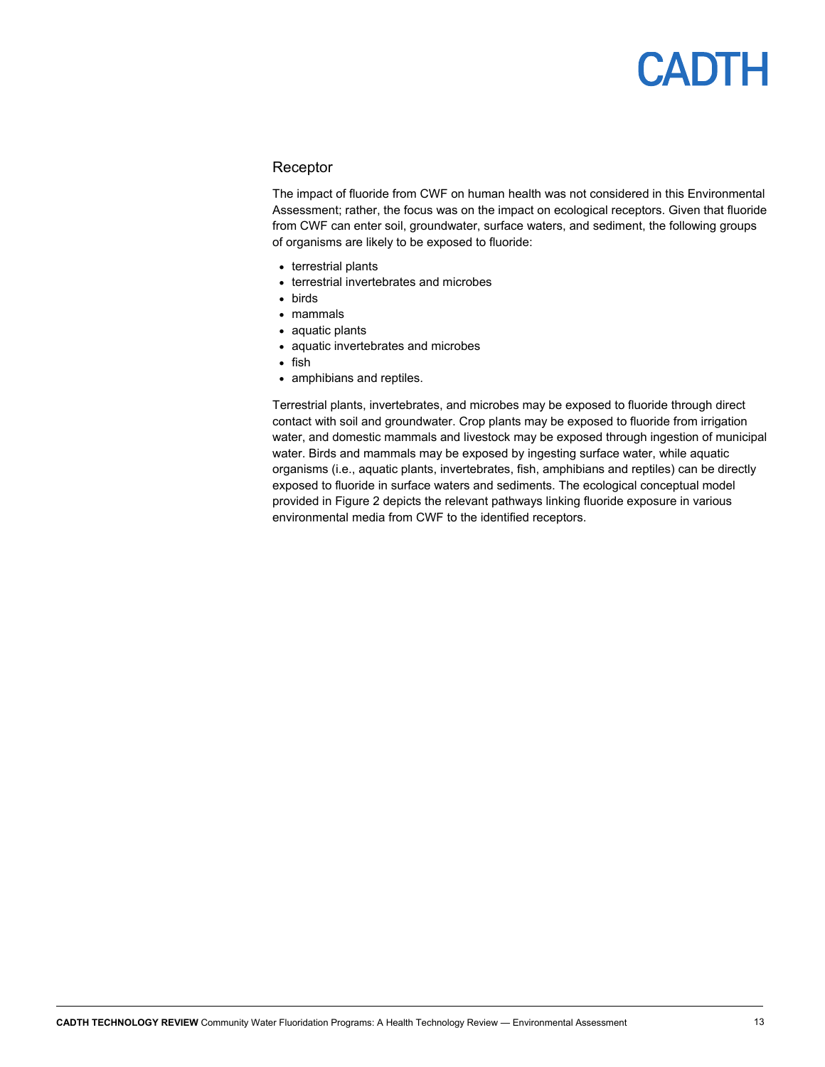### Receptor

The impact of fluoride from CWF on human health was not considered in this Environmental Assessment; rather, the focus was on the impact on ecological receptors. Given that fluoride from CWF can enter soil, groundwater, surface waters, and sediment, the following groups of organisms are likely to be exposed to fluoride:

- terrestrial plants
- terrestrial invertebrates and microbes
- birds
- mammals
- aquatic plants
- aquatic invertebrates and microbes
- fish
- amphibians and reptiles.

Terrestrial plants, invertebrates, and microbes may be exposed to fluoride through direct contact with soil and groundwater. Crop plants may be exposed to fluoride from irrigation water, and domestic mammals and livestock may be exposed through ingestion of municipal water. Birds and mammals may be exposed by ingesting surface water, while aquatic organisms (i.e., aquatic plants, invertebrates, fish, amphibians and reptiles) can be directly exposed to fluoride in surface waters and sediments. The ecological conceptual model provided in Figure 2 depicts the relevant pathways linking fluoride exposure in various environmental media from CWF to the identified receptors.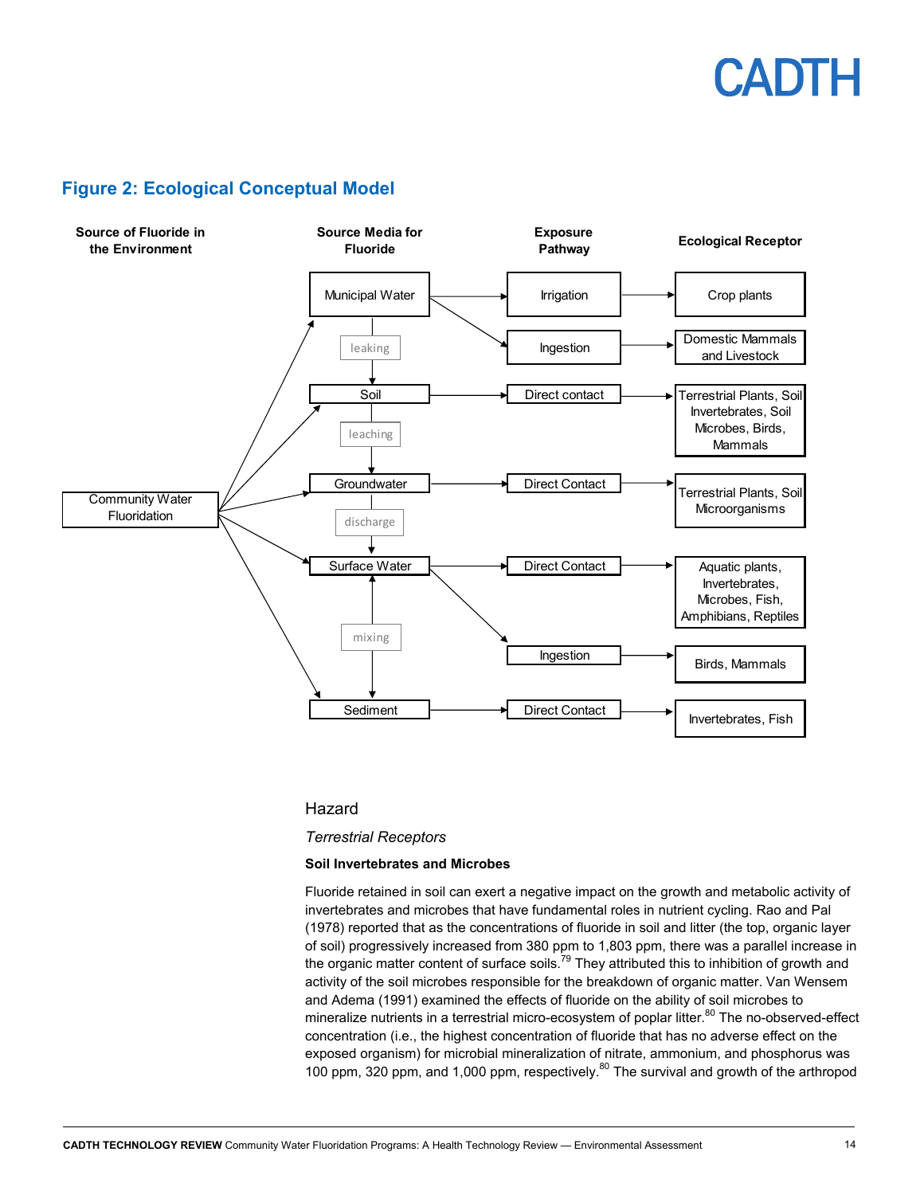## Figure 2: Ecological Conceptual Model

| Source of Fluoride in the Environment | Source Media for Fluoride | Exposure Pathway | Ecological Receptor |
|---|---|---|---|
| Community Water Fluoridation | Municipal Water | Irrigation | Crop plants |
| | | Ingestion | Domestic Mammals and Livestock |
| | (leaking) Soil | Direct contact | Terrestrial Plants, Soil Invertebrates, Soil Microbes, Birds, Mammals |
| | (leaching) Groundwater | Direct Contact | Terrestrial Plants, Soil Microorganisms |
| | (discharge) Surface Water | Direct Contact | Aquatic plants, Invertebrates, Microbes, Fish, Amphibians, Reptiles |
| | | Ingestion | Birds, Mammals |
| | (mixing) Sediment | Direct Contact | Invertebrates, Fish |

### Hazard

#### *Terrestrial Receptors*

**Soil Invertebrates and Microbes**

Fluoride retained in soil can exert a negative impact on the growth and metabolic activity of invertebrates and microbes that have fundamental roles in nutrient cycling. Rao and Pal (1978) reported that as the concentrations of fluoride in soil and litter (the top, organic layer of soil) progressively increased from 380 ppm to 1,803 ppm, there was a parallel increase in the organic matter content of surface soils.[79] They attributed this to inhibition of growth and activity of the soil microbes responsible for the breakdown of organic matter. Van Wensem and Adema (1991) examined the effects of fluoride on the ability of soil microbes to mineralize nutrients in a terrestrial micro-ecosystem of poplar litter.[80] The no-observed-effect concentration (i.e., the highest concentration of fluoride that has no adverse effect on the exposed organism) for microbial mineralization of nitrate, ammonium, and phosphorus was 100 ppm, 320 ppm, and 1,000 ppm, respectively.[80] The survival and growth of the arthropod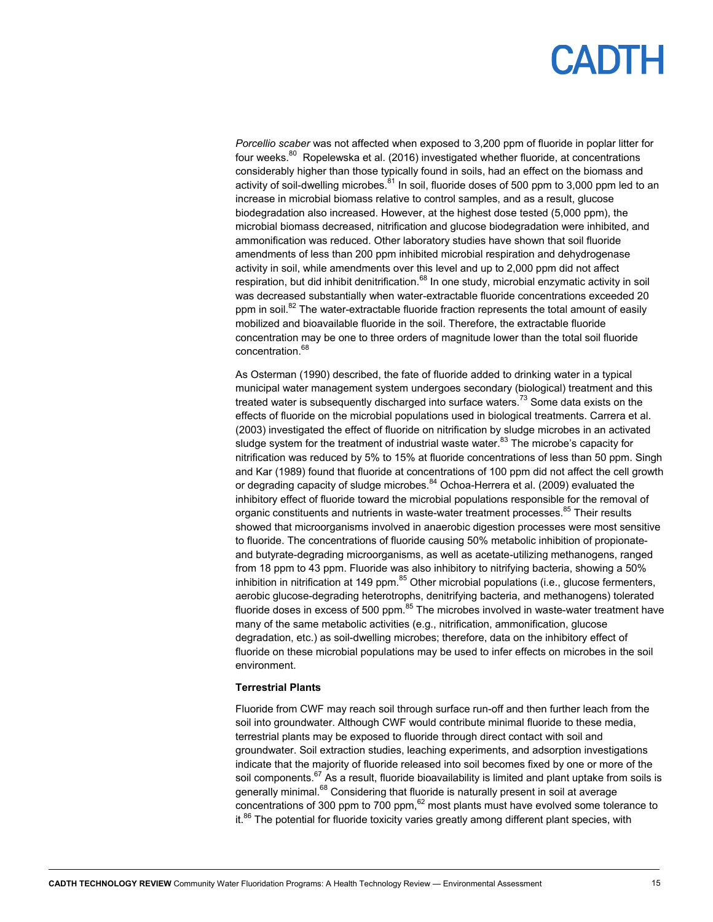*Porcellio scaber* was not affected when exposed to 3,200 ppm of fluoride in poplar litter for four weeks.[80] Ropelewska et al. (2016) investigated whether fluoride, at concentrations considerably higher than those typically found in soils, had an effect on the biomass and activity of soil-dwelling microbes.[81] In soil, fluoride doses of 500 ppm to 3,000 ppm led to an increase in microbial biomass relative to control samples, and as a result, glucose biodegradation also increased. However, at the highest dose tested (5,000 ppm), the microbial biomass decreased, nitrification and glucose biodegradation were inhibited, and ammonification was reduced. Other laboratory studies have shown that soil fluoride amendments of less than 200 ppm inhibited microbial respiration and dehydrogenase activity in soil, while amendments over this level and up to 2,000 ppm did not affect respiration, but did inhibit denitrification.[68] In one study, microbial enzymatic activity in soil was decreased substantially when water-extractable fluoride concentrations exceeded 20 ppm in soil.[82] The water-extractable fluoride fraction represents the total amount of easily mobilized and bioavailable fluoride in the soil. Therefore, the extractable fluoride concentration may be one to three orders of magnitude lower than the total soil fluoride concentration.[68]

As Osterman (1990) described, the fate of fluoride added to drinking water in a typical municipal water management system undergoes secondary (biological) treatment and this treated water is subsequently discharged into surface waters.[73] Some data exists on the effects of fluoride on the microbial populations used in biological treatments. Carrera et al. (2003) investigated the effect of fluoride on nitrification by sludge microbes in an activated sludge system for the treatment of industrial waste water.[83] The microbe's capacity for nitrification was reduced by 5% to 15% at fluoride concentrations of less than 50 ppm. Singh and Kar (1989) found that fluoride at concentrations of 100 ppm did not affect the cell growth or degrading capacity of sludge microbes.[84] Ochoa-Herrera et al. (2009) evaluated the inhibitory effect of fluoride toward the microbial populations responsible for the removal of organic constituents and nutrients in waste-water treatment processes.[85] Their results showed that microorganisms involved in anaerobic digestion processes were most sensitive to fluoride. The concentrations of fluoride causing 50% metabolic inhibition of propionate- and butyrate-degrading microorganisms, as well as acetate-utilizing methanogens, ranged from 18 ppm to 43 ppm. Fluoride was also inhibitory to nitrifying bacteria, showing a 50% inhibition in nitrification at 149 ppm.[85] Other microbial populations (i.e., glucose fermenters, aerobic glucose-degrading heterotrophs, denitrifying bacteria, and methanogens) tolerated fluoride doses in excess of 500 ppm.[85] The microbes involved in waste-water treatment have many of the same metabolic activities (e.g., nitrification, ammonification, glucose degradation, etc.) as soil-dwelling microbes; therefore, data on the inhibitory effect of fluoride on these microbial populations may be used to infer effects on microbes in the soil environment.

**Terrestrial Plants**

Fluoride from CWF may reach soil through surface run-off and then further leach from the soil into groundwater. Although CWF would contribute minimal fluoride to these media, terrestrial plants may be exposed to fluoride through direct contact with soil and groundwater. Soil extraction studies, leaching experiments, and adsorption investigations indicate that the majority of fluoride released into soil becomes fixed by one or more of the soil components.[67] As a result, fluoride bioavailability is limited and plant uptake from soils is generally minimal.[68] Considering that fluoride is naturally present in soil at average concentrations of 300 ppm to 700 ppm,[62] most plants must have evolved some tolerance to it.[86] The potential for fluoride toxicity varies greatly among different plant species, with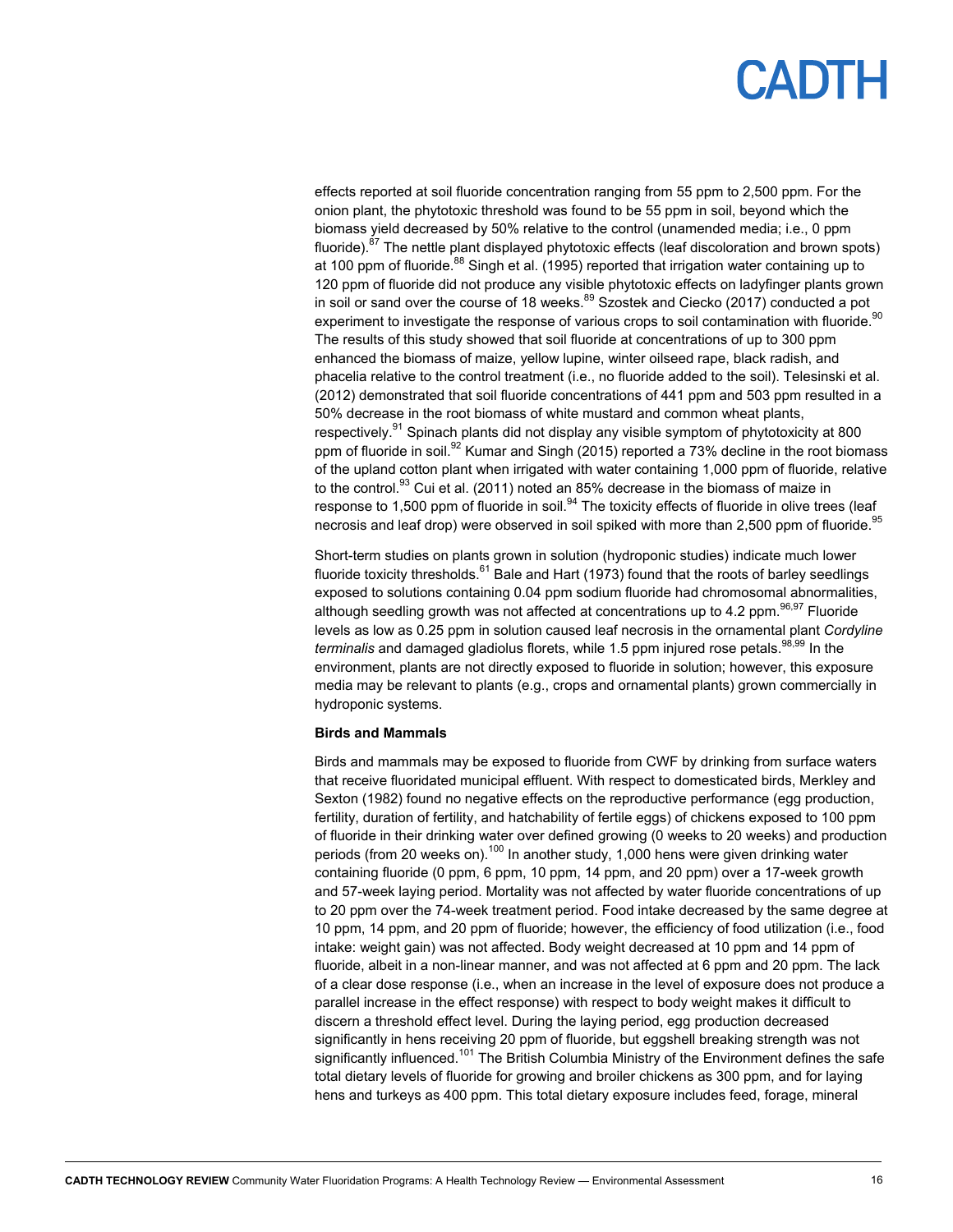effects reported at soil fluoride concentration ranging from 55 ppm to 2,500 ppm. For the onion plant, the phytotoxic threshold was found to be 55 ppm in soil, beyond which the biomass yield decreased by 50% relative to the control (unamended media; i.e., 0 ppm fluoride).[87] The nettle plant displayed phytotoxic effects (leaf discoloration and brown spots) at 100 ppm of fluoride.[88] Singh et al. (1995) reported that irrigation water containing up to 120 ppm of fluoride did not produce any visible phytotoxic effects on ladyfinger plants grown in soil or sand over the course of 18 weeks.[89] Szostek and Ciecko (2017) conducted a pot experiment to investigate the response of various crops to soil contamination with fluoride.[90] The results of this study showed that soil fluoride at concentrations of up to 300 ppm enhanced the biomass of maize, yellow lupine, winter oilseed rape, black radish, and phacelia relative to the control treatment (i.e., no fluoride added to the soil). Telesinski et al. (2012) demonstrated that soil fluoride concentrations of 441 ppm and 503 ppm resulted in a 50% decrease in the root biomass of white mustard and common wheat plants, respectively.[91] Spinach plants did not display any visible symptom of phytotoxicity at 800 ppm of fluoride in soil.[92] Kumar and Singh (2015) reported a 73% decline in the root biomass of the upland cotton plant when irrigated with water containing 1,000 ppm of fluoride, relative to the control.[93] Cui et al. (2011) noted an 85% decrease in the biomass of maize in response to 1,500 ppm of fluoride in soil.[94] The toxicity effects of fluoride in olive trees (leaf necrosis and leaf drop) were observed in soil spiked with more than 2,500 ppm of fluoride.[95]

Short-term studies on plants grown in solution (hydroponic studies) indicate much lower fluoride toxicity thresholds.[61] Bale and Hart (1973) found that the roots of barley seedlings exposed to solutions containing 0.04 ppm sodium fluoride had chromosomal abnormalities, although seedling growth was not affected at concentrations up to 4.2 ppm.[96,97] Fluoride levels as low as 0.25 ppm in solution caused leaf necrosis in the ornamental plant *Cordyline terminalis* and damaged gladiolus florets, while 1.5 ppm injured rose petals.[98,99] In the environment, plants are not directly exposed to fluoride in solution; however, this exposure media may be relevant to plants (e.g., crops and ornamental plants) grown commercially in hydroponic systems.

**Birds and Mammals**

Birds and mammals may be exposed to fluoride from CWF by drinking from surface waters that receive fluoridated municipal effluent. With respect to domesticated birds, Merkley and Sexton (1982) found no negative effects on the reproductive performance (egg production, fertility, duration of fertility, and hatchability of fertile eggs) of chickens exposed to 100 ppm of fluoride in their drinking water over defined growing (0 weeks to 20 weeks) and production periods (from 20 weeks on).[100] In another study, 1,000 hens were given drinking water containing fluoride (0 ppm, 6 ppm, 10 ppm, 14 ppm, and 20 ppm) over a 17-week growth and 57-week laying period. Mortality was not affected by water fluoride concentrations of up to 20 ppm over the 74-week treatment period. Food intake decreased by the same degree at 10 ppm, 14 ppm, and 20 ppm of fluoride; however, the efficiency of food utilization (i.e., food intake: weight gain) was not affected. Body weight decreased at 10 ppm and 14 ppm of fluoride, albeit in a non-linear manner, and was not affected at 6 ppm and 20 ppm. The lack of a clear dose response (i.e., when an increase in the level of exposure does not produce a parallel increase in the effect response) with respect to body weight makes it difficult to discern a threshold effect level. During the laying period, egg production decreased significantly in hens receiving 20 ppm of fluoride, but eggshell breaking strength was not significantly influenced.[101] The British Columbia Ministry of the Environment defines the safe total dietary levels of fluoride for growing and broiler chickens as 300 ppm, and for laying hens and turkeys as 400 ppm. This total dietary exposure includes feed, forage, mineral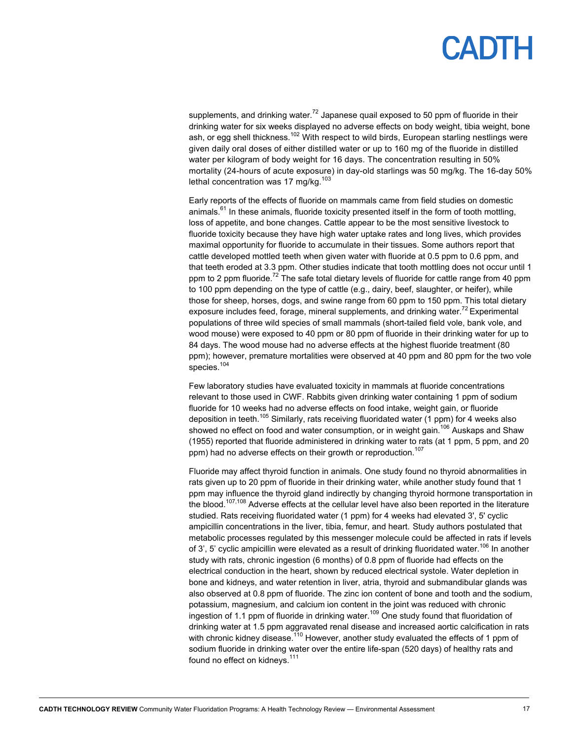supplements, and drinking water.[72] Japanese quail exposed to 50 ppm of fluoride in their drinking water for six weeks displayed no adverse effects on body weight, tibia weight, bone ash, or egg shell thickness.[102] With respect to wild birds, European starling nestlings were given daily oral doses of either distilled water or up to 160 mg of the fluoride in distilled water per kilogram of body weight for 16 days. The concentration resulting in 50% mortality (24-hours of acute exposure) in day-old starlings was 50 mg/kg. The 16-day 50% lethal concentration was 17 mg/kg.[103]

Early reports of the effects of fluoride on mammals came from field studies on domestic animals.[61] In these animals, fluoride toxicity presented itself in the form of tooth mottling, loss of appetite, and bone changes. Cattle appear to be the most sensitive livestock to fluoride toxicity because they have high water uptake rates and long lives, which provides maximal opportunity for fluoride to accumulate in their tissues. Some authors report that cattle developed mottled teeth when given water with fluoride at 0.5 ppm to 0.6 ppm, and that teeth eroded at 3.3 ppm. Other studies indicate that tooth mottling does not occur until 1 ppm to 2 ppm fluoride.[72] The safe total dietary levels of fluoride for cattle range from 40 ppm to 100 ppm depending on the type of cattle (e.g., dairy, beef, slaughter, or heifer), while those for sheep, horses, dogs, and swine range from 60 ppm to 150 ppm. This total dietary exposure includes feed, forage, mineral supplements, and drinking water.[72] Experimental populations of three wild species of small mammals (short-tailed field vole, bank vole, and wood mouse) were exposed to 40 ppm or 80 ppm of fluoride in their drinking water for up to 84 days. The wood mouse had no adverse effects at the highest fluoride treatment (80 ppm); however, premature mortalities were observed at 40 ppm and 80 ppm for the two vole species.[104]

Few laboratory studies have evaluated toxicity in mammals at fluoride concentrations relevant to those used in CWF. Rabbits given drinking water containing 1 ppm of sodium fluoride for 10 weeks had no adverse effects on food intake, weight gain, or fluoride deposition in teeth.[105] Similarly, rats receiving fluoridated water (1 ppm) for 4 weeks also showed no effect on food and water consumption, or in weight gain.[106] Auskaps and Shaw (1955) reported that fluoride administered in drinking water to rats (at 1 ppm, 5 ppm, and 20 ppm) had no adverse effects on their growth or reproduction.[107]

Fluoride may affect thyroid function in animals. One study found no thyroid abnormalities in rats given up to 20 ppm of fluoride in their drinking water, while another study found that 1 ppm may influence the thyroid gland indirectly by changing thyroid hormone transportation in the blood.[107,108] Adverse effects at the cellular level have also been reported in the literature studied. Rats receiving fluoridated water (1 ppm) for 4 weeks had elevated 3', 5' cyclic ampicillin concentrations in the liver, tibia, femur, and heart. Study authors postulated that metabolic processes regulated by this messenger molecule could be affected in rats if levels of 3', 5' cyclic ampicillin were elevated as a result of drinking fluoridated water.[106] In another study with rats, chronic ingestion (6 months) of 0.8 ppm of fluoride had effects on the electrical conduction in the heart, shown by reduced electrical systole. Water depletion in bone and kidneys, and water retention in liver, atria, thyroid and submandibular glands was also observed at 0.8 ppm of fluoride. The zinc ion content of bone and tooth and the sodium, potassium, magnesium, and calcium ion content in the joint was reduced with chronic ingestion of 1.1 ppm of fluoride in drinking water.[109] One study found that fluoridation of drinking water at 1.5 ppm aggravated renal disease and increased aortic calcification in rats with chronic kidney disease.[110] However, another study evaluated the effects of 1 ppm of sodium fluoride in drinking water over the entire life-span (520 days) of healthy rats and found no effect on kidneys.[111]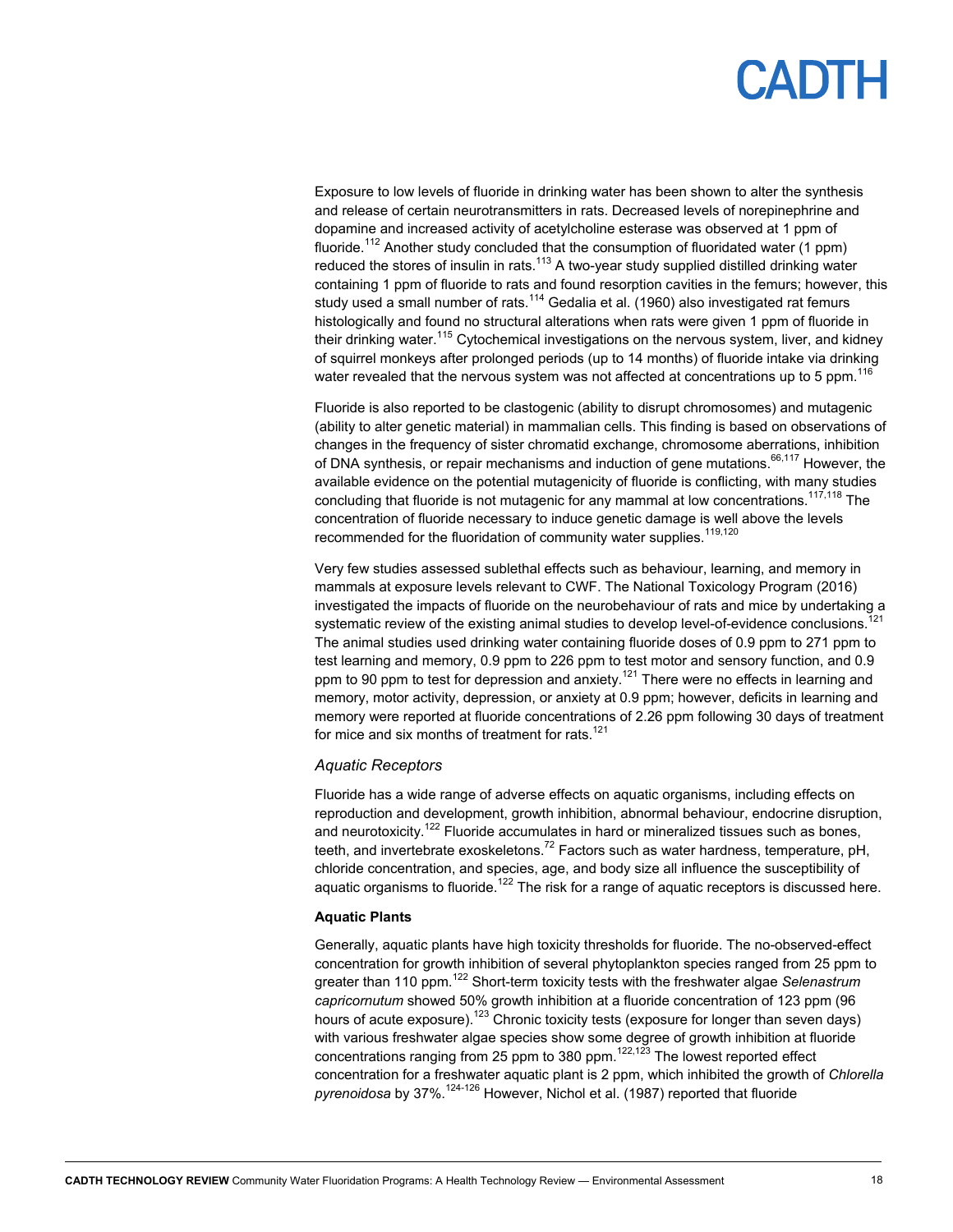Exposure to low levels of fluoride in drinking water has been shown to alter the synthesis and release of certain neurotransmitters in rats. Decreased levels of norepinephrine and dopamine and increased activity of acetylcholine esterase was observed at 1 ppm of fluoride.[112] Another study concluded that the consumption of fluoridated water (1 ppm) reduced the stores of insulin in rats.[113] A two-year study supplied distilled drinking water containing 1 ppm of fluoride to rats and found resorption cavities in the femurs; however, this study used a small number of rats.[114] Gedalia et al. (1960) also investigated rat femurs histologically and found no structural alterations when rats were given 1 ppm of fluoride in their drinking water.[115] Cytochemical investigations on the nervous system, liver, and kidney of squirrel monkeys after prolonged periods (up to 14 months) of fluoride intake via drinking water revealed that the nervous system was not affected at concentrations up to 5 ppm.[116]

Fluoride is also reported to be clastogenic (ability to disrupt chromosomes) and mutagenic (ability to alter genetic material) in mammalian cells. This finding is based on observations of changes in the frequency of sister chromatid exchange, chromosome aberrations, inhibition of DNA synthesis, or repair mechanisms and induction of gene mutations.[66,117] However, the available evidence on the potential mutagenicity of fluoride is conflicting, with many studies concluding that fluoride is not mutagenic for any mammal at low concentrations.[117,118] The concentration of fluoride necessary to induce genetic damage is well above the levels recommended for the fluoridation of community water supplies.[119,120]

Very few studies assessed sublethal effects such as behaviour, learning, and memory in mammals at exposure levels relevant to CWF. The National Toxicology Program (2016) investigated the impacts of fluoride on the neurobehaviour of rats and mice by undertaking a systematic review of the existing animal studies to develop level-of-evidence conclusions.[121] The animal studies used drinking water containing fluoride doses of 0.9 ppm to 271 ppm to test learning and memory, 0.9 ppm to 226 ppm to test motor and sensory function, and 0.9 ppm to 90 ppm to test for depression and anxiety.[121] There were no effects in learning and memory, motor activity, depression, or anxiety at 0.9 ppm; however, deficits in learning and memory were reported at fluoride concentrations of 2.26 ppm following 30 days of treatment for mice and six months of treatment for rats.[121]

### *Aquatic Receptors*

Fluoride has a wide range of adverse effects on aquatic organisms, including effects on reproduction and development, growth inhibition, abnormal behaviour, endocrine disruption, and neurotoxicity.[122] Fluoride accumulates in hard or mineralized tissues such as bones, teeth, and invertebrate exoskeletons.[72] Factors such as water hardness, temperature, pH, chloride concentration, and species, age, and body size all influence the susceptibility of aquatic organisms to fluoride.[122] The risk for a range of aquatic receptors is discussed here.

#### **Aquatic Plants**

Generally, aquatic plants have high toxicity thresholds for fluoride. The no-observed-effect concentration for growth inhibition of several phytoplankton species ranged from 25 ppm to greater than 110 ppm.[122] Short-term toxicity tests with the freshwater algae *Selenastrum capricornutum* showed 50% growth inhibition at a fluoride concentration of 123 ppm (96 hours of acute exposure).[123] Chronic toxicity tests (exposure for longer than seven days) with various freshwater algae species show some degree of growth inhibition at fluoride concentrations ranging from 25 ppm to 380 ppm.[122,123] The lowest reported effect concentration for a freshwater aquatic plant is 2 ppm, which inhibited the growth of *Chlorella pyrenoidosa* by 37%.[124-126] However, Nichol et al. (1987) reported that fluoride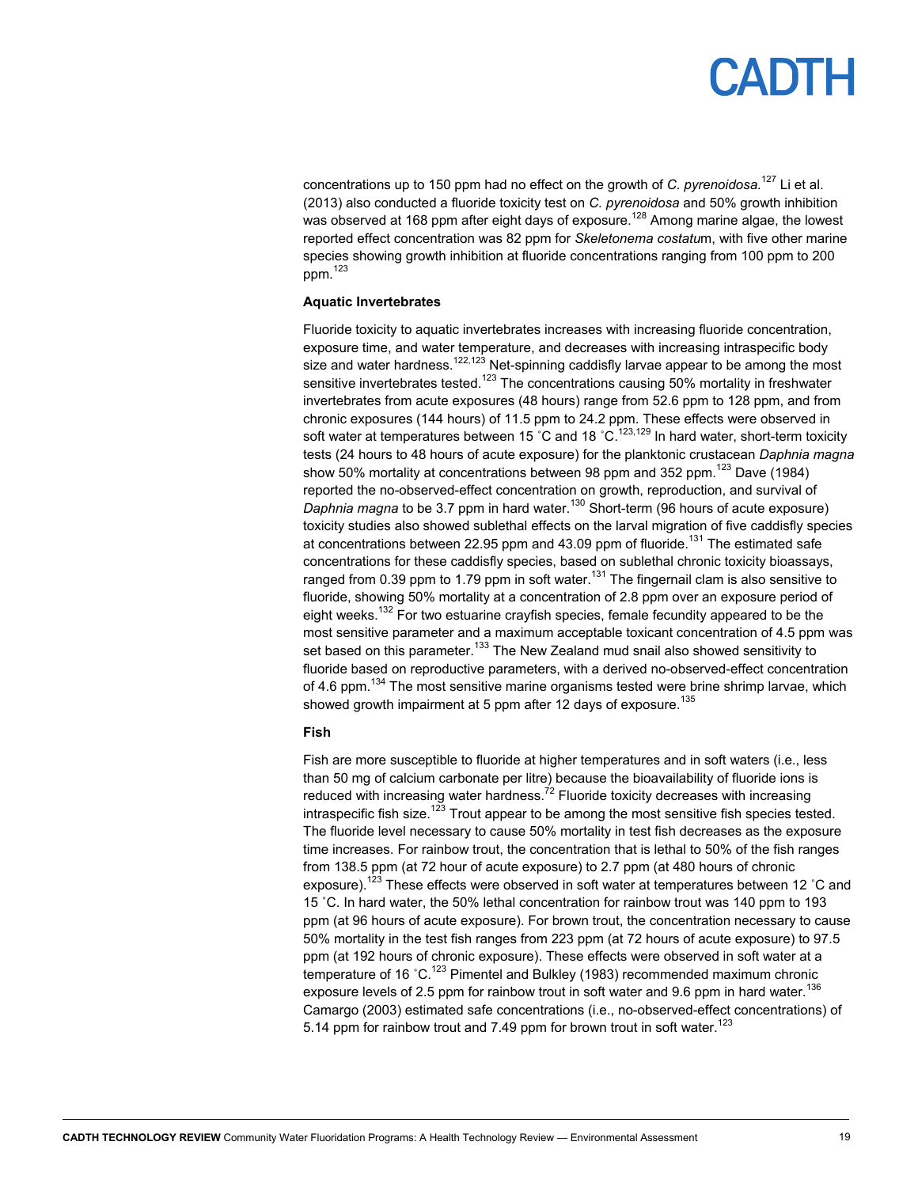concentrations up to 150 ppm had no effect on the growth of *C. pyrenoidosa*.[127] Li et al. (2013) also conducted a fluoride toxicity test on *C. pyrenoidosa* and 50% growth inhibition was observed at 168 ppm after eight days of exposure.[128] Among marine algae, the lowest reported effect concentration was 82 ppm for *Skeletonema costatu*m, with five other marine species showing growth inhibition at fluoride concentrations ranging from 100 ppm to 200 ppm.[123]

**Aquatic Invertebrates**

Fluoride toxicity to aquatic invertebrates increases with increasing fluoride concentration, exposure time, and water temperature, and decreases with increasing intraspecific body size and water hardness.[122,123] Net-spinning caddisfly larvae appear to be among the most sensitive invertebrates tested.[123] The concentrations causing 50% mortality in freshwater invertebrates from acute exposures (48 hours) range from 52.6 ppm to 128 ppm, and from chronic exposures (144 hours) of 11.5 ppm to 24.2 ppm. These effects were observed in soft water at temperatures between 15 ˚C and 18 ˚C.[123,129] In hard water, short-term toxicity tests (24 hours to 48 hours of acute exposure) for the planktonic crustacean *Daphnia magna* show 50% mortality at concentrations between 98 ppm and 352 ppm.[123] Dave (1984) reported the no-observed-effect concentration on growth, reproduction, and survival of *Daphnia magna* to be 3.7 ppm in hard water.[130] Short-term (96 hours of acute exposure) toxicity studies also showed sublethal effects on the larval migration of five caddisfly species at concentrations between 22.95 ppm and 43.09 ppm of fluoride.[131] The estimated safe concentrations for these caddisfly species, based on sublethal chronic toxicity bioassays, ranged from 0.39 ppm to 1.79 ppm in soft water.[131] The fingernail clam is also sensitive to fluoride, showing 50% mortality at a concentration of 2.8 ppm over an exposure period of eight weeks.[132] For two estuarine crayfish species, female fecundity appeared to be the most sensitive parameter and a maximum acceptable toxicant concentration of 4.5 ppm was set based on this parameter.[133] The New Zealand mud snail also showed sensitivity to fluoride based on reproductive parameters, with a derived no-observed-effect concentration of 4.6 ppm.[134] The most sensitive marine organisms tested were brine shrimp larvae, which showed growth impairment at 5 ppm after 12 days of exposure.[135]

**Fish**

Fish are more susceptible to fluoride at higher temperatures and in soft waters (i.e., less than 50 mg of calcium carbonate per litre) because the bioavailability of fluoride ions is reduced with increasing water hardness.[72] Fluoride toxicity decreases with increasing intraspecific fish size.[123] Trout appear to be among the most sensitive fish species tested. The fluoride level necessary to cause 50% mortality in test fish decreases as the exposure time increases. For rainbow trout, the concentration that is lethal to 50% of the fish ranges from 138.5 ppm (at 72 hour of acute exposure) to 2.7 ppm (at 480 hours of chronic exposure).[123] These effects were observed in soft water at temperatures between 12 ˚C and 15 ˚C. In hard water, the 50% lethal concentration for rainbow trout was 140 ppm to 193 ppm (at 96 hours of acute exposure). For brown trout, the concentration necessary to cause 50% mortality in the test fish ranges from 223 ppm (at 72 hours of acute exposure) to 97.5 ppm (at 192 hours of chronic exposure). These effects were observed in soft water at a temperature of 16 ˚C.[123] Pimentel and Bulkley (1983) recommended maximum chronic exposure levels of 2.5 ppm for rainbow trout in soft water and 9.6 ppm in hard water.[136] Camargo (2003) estimated safe concentrations (i.e., no-observed-effect concentrations) of 5.14 ppm for rainbow trout and 7.49 ppm for brown trout in soft water.[123]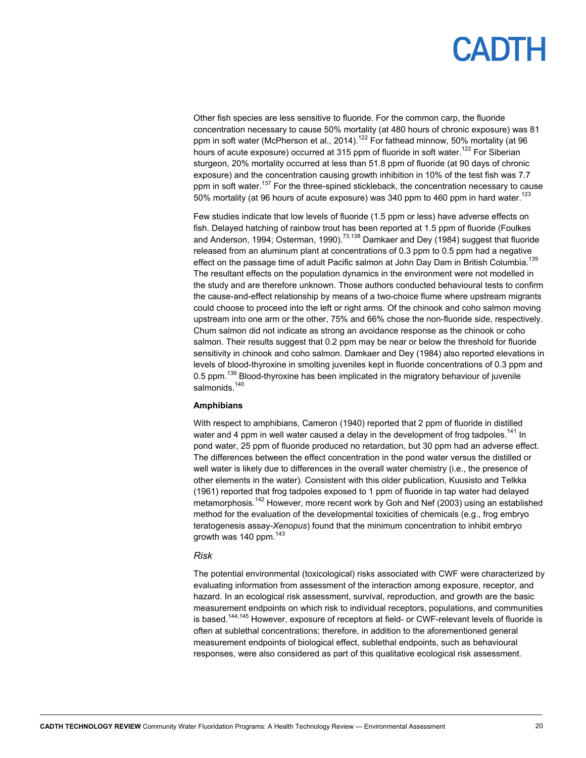Other fish species are less sensitive to fluoride. For the common carp, the fluoride concentration necessary to cause 50% mortality (at 480 hours of chronic exposure) was 81 ppm in soft water (McPherson et al., 2014).[122] For fathead minnow, 50% mortality (at 96 hours of acute exposure) occurred at 315 ppm of fluoride in soft water.[122] For Siberian sturgeon, 20% mortality occurred at less than 51.8 ppm of fluoride (at 90 days of chronic exposure) and the concentration causing growth inhibition in 10% of the test fish was 7.7 ppm in soft water.[137] For the three-spined stickleback, the concentration necessary to cause 50% mortality (at 96 hours of acute exposure) was 340 ppm to 460 ppm in hard water.[123]

Few studies indicate that low levels of fluoride (1.5 ppm or less) have adverse effects on fish. Delayed hatching of rainbow trout has been reported at 1.5 ppm of fluoride (Foulkes and Anderson, 1994; Osterman, 1990).[73,138] Damkaer and Dey (1984) suggest that fluoride released from an aluminum plant at concentrations of 0.3 ppm to 0.5 ppm had a negative effect on the passage time of adult Pacific salmon at John Day Dam in British Columbia.[139] The resultant effects on the population dynamics in the environment were not modelled in the study and are therefore unknown. Those authors conducted behavioural tests to confirm the cause-and-effect relationship by means of a two-choice flume where upstream migrants could choose to proceed into the left or right arms. Of the chinook and coho salmon moving upstream into one arm or the other, 75% and 66% chose the non-fluoride side, respectively. Chum salmon did not indicate as strong an avoidance response as the chinook or coho salmon. Their results suggest that 0.2 ppm may be near or below the threshold for fluoride sensitivity in chinook and coho salmon. Damkaer and Dey (1984) also reported elevations in levels of blood-thyroxine in smolting juveniles kept in fluoride concentrations of 0.3 ppm and 0.5 ppm.[139] Blood-thyroxine has been implicated in the migratory behaviour of juvenile salmonids.[140]

**Amphibians**

With respect to amphibians, Cameron (1940) reported that 2 ppm of fluoride in distilled water and 4 ppm in well water caused a delay in the development of frog tadpoles.[141] In pond water, 25 ppm of fluoride produced no retardation, but 30 ppm had an adverse effect. The differences between the effect concentration in the pond water versus the distilled or well water is likely due to differences in the overall water chemistry (i.e., the presence of other elements in the water). Consistent with this older publication, Kuusisto and Telkka (1961) reported that frog tadpoles exposed to 1 ppm of fluoride in tap water had delayed metamorphosis.[142] However, more recent work by Goh and Nef (2003) using an established method for the evaluation of the developmental toxicities of chemicals (e.g., frog embryo teratogenesis assay-*Xenopus*) found that the minimum concentration to inhibit embryo growth was 140 ppm.[143]

### *Risk*

The potential environmental (toxicological) risks associated with CWF were characterized by evaluating information from assessment of the interaction among exposure, receptor, and hazard. In an ecological risk assessment, survival, reproduction, and growth are the basic measurement endpoints on which risk to individual receptors, populations, and communities is based.[144,145] However, exposure of receptors at field- or CWF-relevant levels of fluoride is often at sublethal concentrations; therefore, in addition to the aforementioned general measurement endpoints of biological effect, sublethal endpoints, such as behavioural responses, were also considered as part of this qualitative ecological risk assessment.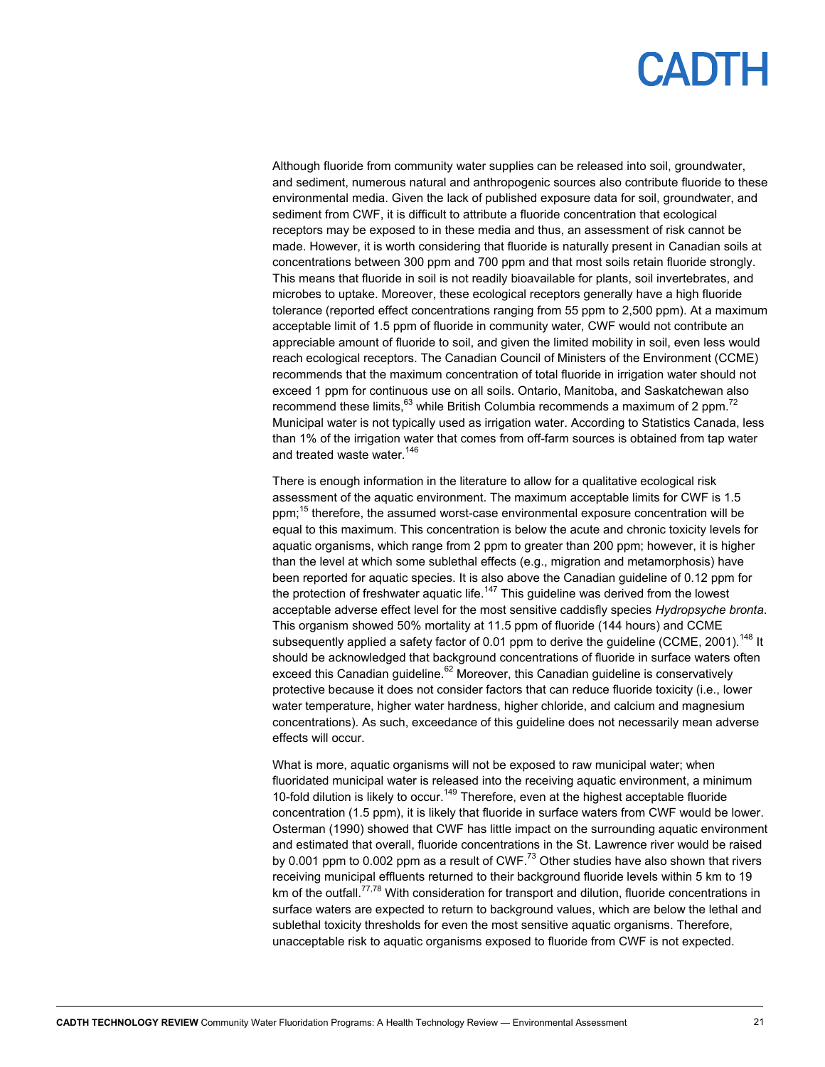Although fluoride from community water supplies can be released into soil, groundwater, and sediment, numerous natural and anthropogenic sources also contribute fluoride to these environmental media. Given the lack of published exposure data for soil, groundwater, and sediment from CWF, it is difficult to attribute a fluoride concentration that ecological receptors may be exposed to in these media and thus, an assessment of risk cannot be made. However, it is worth considering that fluoride is naturally present in Canadian soils at concentrations between 300 ppm and 700 ppm and that most soils retain fluoride strongly. This means that fluoride in soil is not readily bioavailable for plants, soil invertebrates, and microbes to uptake. Moreover, these ecological receptors generally have a high fluoride tolerance (reported effect concentrations ranging from 55 ppm to 2,500 ppm). At a maximum acceptable limit of 1.5 ppm of fluoride in community water, CWF would not contribute an appreciable amount of fluoride to soil, and given the limited mobility in soil, even less would reach ecological receptors. The Canadian Council of Ministers of the Environment (CCME) recommends that the maximum concentration of total fluoride in irrigation water should not exceed 1 ppm for continuous use on all soils. Ontario, Manitoba, and Saskatchewan also recommend these limits,[63] while British Columbia recommends a maximum of 2 ppm.[72] Municipal water is not typically used as irrigation water. According to Statistics Canada, less than 1% of the irrigation water that comes from off-farm sources is obtained from tap water and treated waste water.[146]

There is enough information in the literature to allow for a qualitative ecological risk assessment of the aquatic environment. The maximum acceptable limits for CWF is 1.5 ppm;[15] therefore, the assumed worst-case environmental exposure concentration will be equal to this maximum. This concentration is below the acute and chronic toxicity levels for aquatic organisms, which range from 2 ppm to greater than 200 ppm; however, it is higher than the level at which some sublethal effects (e.g., migration and metamorphosis) have been reported for aquatic species. It is also above the Canadian guideline of 0.12 ppm for the protection of freshwater aquatic life.[147] This guideline was derived from the lowest acceptable adverse effect level for the most sensitive caddisfly species *Hydropsyche bronta*. This organism showed 50% mortality at 11.5 ppm of fluoride (144 hours) and CCME subsequently applied a safety factor of 0.01 ppm to derive the guideline (CCME, 2001).[148] It should be acknowledged that background concentrations of fluoride in surface waters often exceed this Canadian guideline.[62] Moreover, this Canadian guideline is conservatively protective because it does not consider factors that can reduce fluoride toxicity (i.e., lower water temperature, higher water hardness, higher chloride, and calcium and magnesium concentrations). As such, exceedance of this guideline does not necessarily mean adverse effects will occur.

What is more, aquatic organisms will not be exposed to raw municipal water; when fluoridated municipal water is released into the receiving aquatic environment, a minimum 10-fold dilution is likely to occur.[149] Therefore, even at the highest acceptable fluoride concentration (1.5 ppm), it is likely that fluoride in surface waters from CWF would be lower. Osterman (1990) showed that CWF has little impact on the surrounding aquatic environment and estimated that overall, fluoride concentrations in the St. Lawrence river would be raised by 0.001 ppm to 0.002 ppm as a result of CWF.[73] Other studies have also shown that rivers receiving municipal effluents returned to their background fluoride levels within 5 km to 19 km of the outfall.[77,78] With consideration for transport and dilution, fluoride concentrations in surface waters are expected to return to background values, which are below the lethal and sublethal toxicity thresholds for even the most sensitive aquatic organisms. Therefore, unacceptable risk to aquatic organisms exposed to fluoride from CWF is not expected.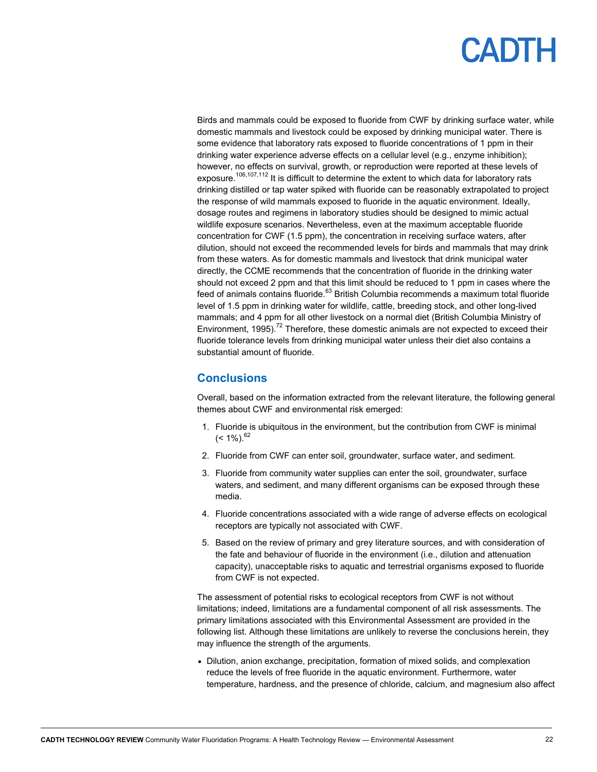Birds and mammals could be exposed to fluoride from CWF by drinking surface water, while domestic mammals and livestock could be exposed by drinking municipal water. There is some evidence that laboratory rats exposed to fluoride concentrations of 1 ppm in their drinking water experience adverse effects on a cellular level (e.g., enzyme inhibition); however, no effects on survival, growth, or reproduction were reported at these levels of exposure.[106,107,112] It is difficult to determine the extent to which data for laboratory rats drinking distilled or tap water spiked with fluoride can be reasonably extrapolated to project the response of wild mammals exposed to fluoride in the aquatic environment. Ideally, dosage routes and regimens in laboratory studies should be designed to mimic actual wildlife exposure scenarios. Nevertheless, even at the maximum acceptable fluoride concentration for CWF (1.5 ppm), the concentration in receiving surface waters, after dilution, should not exceed the recommended levels for birds and mammals that may drink from these waters. As for domestic mammals and livestock that drink municipal water directly, the CCME recommends that the concentration of fluoride in the drinking water should not exceed 2 ppm and that this limit should be reduced to 1 ppm in cases where the feed of animals contains fluoride.[63] British Columbia recommends a maximum total fluoride level of 1.5 ppm in drinking water for wildlife, cattle, breeding stock, and other long-lived mammals; and 4 ppm for all other livestock on a normal diet (British Columbia Ministry of Environment, 1995).[72] Therefore, these domestic animals are not expected to exceed their fluoride tolerance levels from drinking municipal water unless their diet also contains a substantial amount of fluoride.

## Conclusions

Overall, based on the information extracted from the relevant literature, the following general themes about CWF and environmental risk emerged:

1. Fluoride is ubiquitous in the environment, but the contribution from CWF is minimal (< 1%).[62]
2. Fluoride from CWF can enter soil, groundwater, surface water, and sediment.
3. Fluoride from community water supplies can enter the soil, groundwater, surface waters, and sediment, and many different organisms can be exposed through these media.
4. Fluoride concentrations associated with a wide range of adverse effects on ecological receptors are typically not associated with CWF.
5. Based on the review of primary and grey literature sources, and with consideration of the fate and behaviour of fluoride in the environment (i.e., dilution and attenuation capacity), unacceptable risks to aquatic and terrestrial organisms exposed to fluoride from CWF is not expected.

The assessment of potential risks to ecological receptors from CWF is not without limitations; indeed, limitations are a fundamental component of all risk assessments. The primary limitations associated with this Environmental Assessment are provided in the following list. Although these limitations are unlikely to reverse the conclusions herein, they may influence the strength of the arguments.

- Dilution, anion exchange, precipitation, formation of mixed solids, and complexation reduce the levels of free fluoride in the aquatic environment. Furthermore, water temperature, hardness, and the presence of chloride, calcium, and magnesium also affect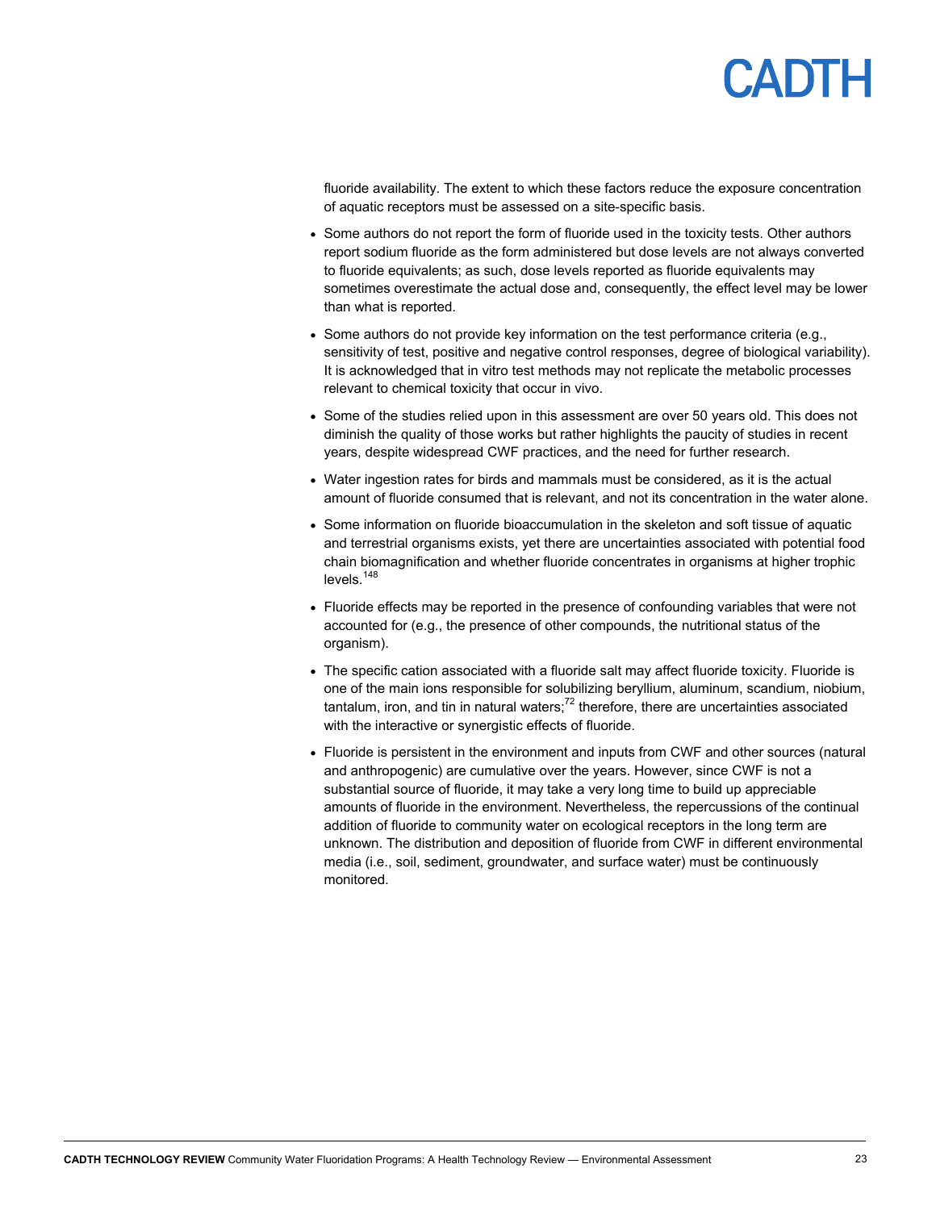fluoride availability. The extent to which these factors reduce the exposure concentration of aquatic receptors must be assessed on a site-specific basis.

- Some authors do not report the form of fluoride used in the toxicity tests. Other authors report sodium fluoride as the form administered but dose levels are not always converted to fluoride equivalents; as such, dose levels reported as fluoride equivalents may sometimes overestimate the actual dose and, consequently, the effect level may be lower than what is reported.
- Some authors do not provide key information on the test performance criteria (e.g., sensitivity of test, positive and negative control responses, degree of biological variability). It is acknowledged that in vitro test methods may not replicate the metabolic processes relevant to chemical toxicity that occur in vivo.
- Some of the studies relied upon in this assessment are over 50 years old. This does not diminish the quality of those works but rather highlights the paucity of studies in recent years, despite widespread CWF practices, and the need for further research.
- Water ingestion rates for birds and mammals must be considered, as it is the actual amount of fluoride consumed that is relevant, and not its concentration in the water alone.
- Some information on fluoride bioaccumulation in the skeleton and soft tissue of aquatic and terrestrial organisms exists, yet there are uncertainties associated with potential food chain biomagnification and whether fluoride concentrates in organisms at higher trophic levels.[148]
- Fluoride effects may be reported in the presence of confounding variables that were not accounted for (e.g., the presence of other compounds, the nutritional status of the organism).
- The specific cation associated with a fluoride salt may affect fluoride toxicity. Fluoride is one of the main ions responsible for solubilizing beryllium, aluminum, scandium, niobium, tantalum, iron, and tin in natural waters;[72] therefore, there are uncertainties associated with the interactive or synergistic effects of fluoride.
- Fluoride is persistent in the environment and inputs from CWF and other sources (natural and anthropogenic) are cumulative over the years. However, since CWF is not a substantial source of fluoride, it may take a very long time to build up appreciable amounts of fluoride in the environment. Nevertheless, the repercussions of the continual addition of fluoride to community water on ecological receptors in the long term are unknown. The distribution and deposition of fluoride from CWF in different environmental media (i.e., soil, sediment, groundwater, and surface water) must be continuously monitored.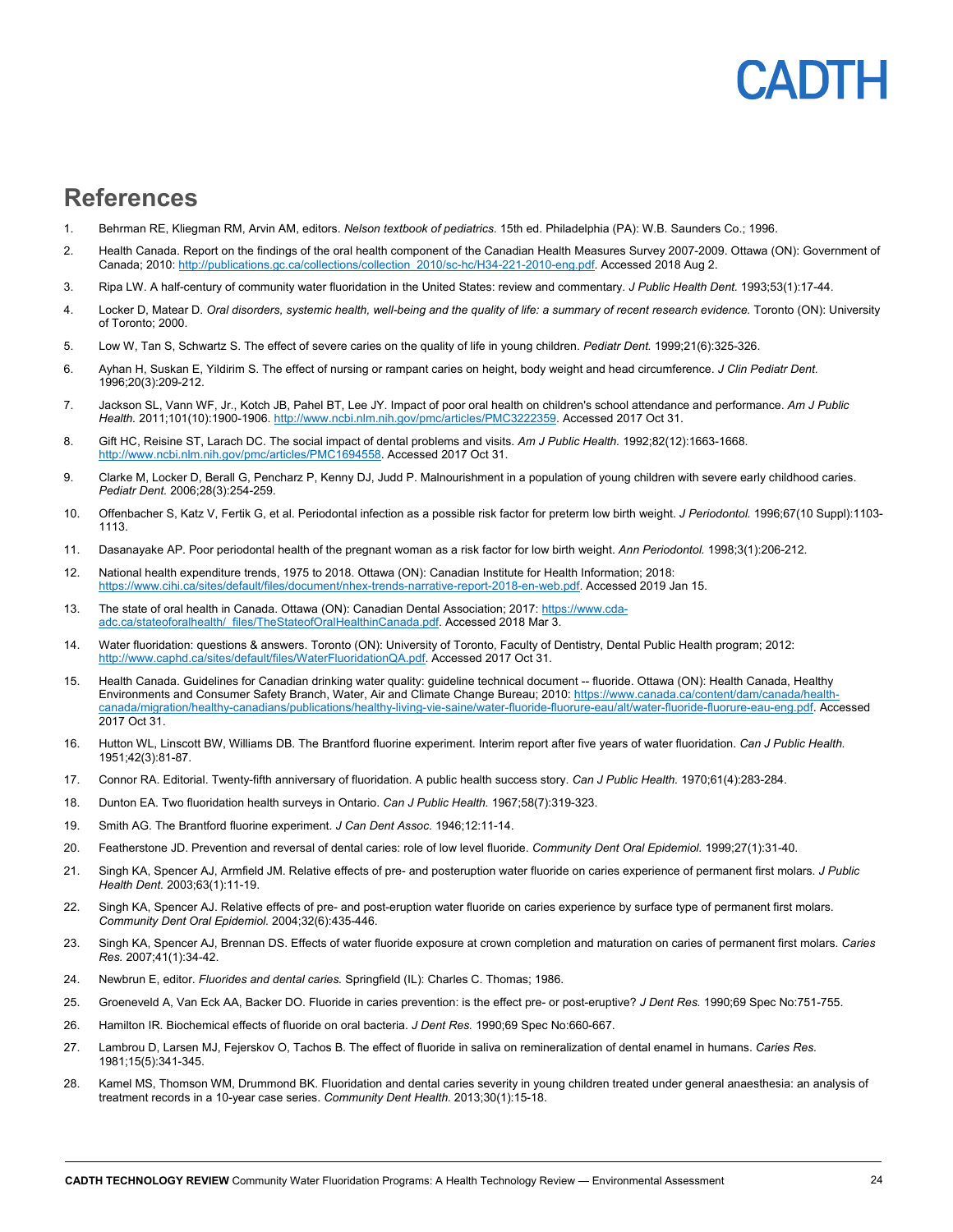## References

1. Behrman RE, Kliegman RM, Arvin AM, editors. *Nelson textbook of pediatrics.* 15th ed. Philadelphia (PA): W.B. Saunders Co.; 1996.
2. Health Canada. Report on the findings of the oral health component of the Canadian Health Measures Survey 2007-2009. Ottawa (ON): Government of Canada; 2010: http://publications.gc.ca/collections/collection_2010/sc-hc/H34-221-2010-eng.pdf. Accessed 2018 Aug 2.
3. Ripa LW. A half-century of community water fluoridation in the United States: review and commentary. *J Public Health Dent.* 1993;53(1):17-44.
4. Locker D, Matear D. *Oral disorders, systemic health, well-being and the quality of life: a summary of recent research evidence.* Toronto (ON): University of Toronto; 2000.
5. Low W, Tan S, Schwartz S. The effect of severe caries on the quality of life in young children. *Pediatr Dent.* 1999;21(6):325-326.
6. Ayhan H, Suskan E, Yildirim S. The effect of nursing or rampant caries on height, body weight and head circumference. *J Clin Pediatr Dent.* 1996;20(3):209-212.
7. Jackson SL, Vann WF, Jr., Kotch JB, Pahel BT, Lee JY. Impact of poor oral health on children's school attendance and performance. *Am J Public Health.* 2011;101(10):1900-1906. http://www.ncbi.nlm.nih.gov/pmc/articles/PMC3222359. Accessed 2017 Oct 31.
8. Gift HC, Reisine ST, Larach DC. The social impact of dental problems and visits. *Am J Public Health.* 1992;82(12):1663-1668. http://www.ncbi.nlm.nih.gov/pmc/articles/PMC1694558. Accessed 2017 Oct 31.
9. Clarke M, Locker D, Berall G, Pencharz P, Kenny DJ, Judd P. Malnourishment in a population of young children with severe early childhood caries. *Pediatr Dent.* 2006;28(3):254-259.
10. Offenbacher S, Katz V, Fertik G, et al. Periodontal infection as a possible risk factor for preterm low birth weight. *J Periodontol.* 1996;67(10 Suppl):1103-1113.
11. Dasanayake AP. Poor periodontal health of the pregnant woman as a risk factor for low birth weight. *Ann Periodontol.* 1998;3(1):206-212.
12. National health expenditure trends, 1975 to 2018. Ottawa (ON): Canadian Institute for Health Information; 2018: https://www.cihi.ca/sites/default/files/document/nhex-trends-narrative-report-2018-en-web.pdf. Accessed 2019 Jan 15.
13. The state of oral health in Canada. Ottawa (ON): Canadian Dental Association; 2017: https://www.cda-adc.ca/stateoforalhealth/_files/TheStateofOralHealthinCanada.pdf. Accessed 2018 Mar 3.
14. Water fluoridation: questions & answers. Toronto (ON): University of Toronto, Faculty of Dentistry, Dental Public Health program; 2012: http://www.caphd.ca/sites/default/files/WaterFluoridationQA.pdf. Accessed 2017 Oct 31.
15. Health Canada. Guidelines for Canadian drinking water quality: guideline technical document -- fluoride. Ottawa (ON): Health Canada, Healthy Environments and Consumer Safety Branch, Water, Air and Climate Change Bureau; 2010: https://www.canada.ca/content/dam/canada/health-canada/migration/healthy-canadians/publications/healthy-living-vie-saine/water-fluoride-fluorure-eau/alt/water-fluoride-fluorure-eau-eng.pdf. Accessed 2017 Oct 31.
16. Hutton WL, Linscott BW, Williams DB. The Brantford fluorine experiment. Interim report after five years of water fluoridation. *Can J Public Health.* 1951;42(3):81-87.
17. Connor RA. Editorial. Twenty-fifth anniversary of fluoridation. A public health success story. *Can J Public Health.* 1970;61(4):283-284.
18. Dunton EA. Two fluoridation health surveys in Ontario. *Can J Public Health.* 1967;58(7):319-323.
19. Smith AG. The Brantford fluorine experiment. *J Can Dent Assoc.* 1946;12:11-14.
20. Featherstone JD. Prevention and reversal of dental caries: role of low level fluoride. *Community Dent Oral Epidemiol.* 1999;27(1):31-40.
21. Singh KA, Spencer AJ, Armfield JM. Relative effects of pre- and posteruption water fluoride on caries experience of permanent first molars. *J Public Health Dent.* 2003;63(1):11-19.
22. Singh KA, Spencer AJ. Relative effects of pre- and post-eruption water fluoride on caries experience by surface type of permanent first molars. *Community Dent Oral Epidemiol.* 2004;32(6):435-446.
23. Singh KA, Spencer AJ, Brennan DS. Effects of water fluoride exposure at crown completion and maturation on caries of permanent first molars. *Caries Res.* 2007;41(1):34-42.
24. Newbrun E, editor. *Fluorides and dental caries.* Springfield (IL): Charles C. Thomas; 1986.
25. Groeneveld A, Van Eck AA, Backer DO. Fluoride in caries prevention: is the effect pre- or post-eruptive? *J Dent Res.* 1990;69 Spec No:751-755.
26. Hamilton IR. Biochemical effects of fluoride on oral bacteria. *J Dent Res.* 1990;69 Spec No:660-667.
27. Lambrou D, Larsen MJ, Fejerskov O, Tachos B. The effect of fluoride in saliva on remineralization of dental enamel in humans. *Caries Res.* 1981;15(5):341-345.
28. Kamel MS, Thomson WM, Drummond BK. Fluoridation and dental caries severity in young children treated under general anaesthesia: an analysis of treatment records in a 10-year case series. *Community Dent Health.* 2013;30(1):15-18.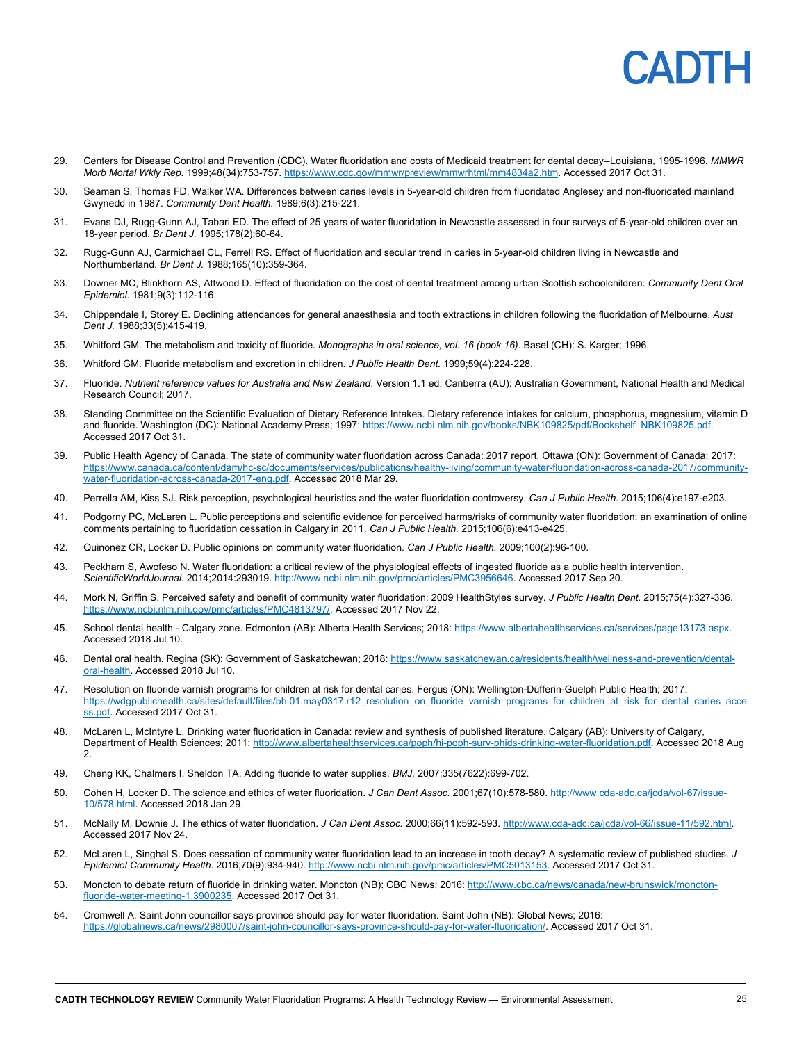29. Centers for Disease Control and Prevention (CDC). Water fluoridation and costs of Medicaid treatment for dental decay--Louisiana, 1995-1996. *MMWR Morb Mortal Wkly Rep.* 1999;48(34):753-757. https://www.cdc.gov/mmwr/preview/mmwrhtml/mm4834a2.htm. Accessed 2017 Oct 31.

30. Seaman S, Thomas FD, Walker WA. Differences between caries levels in 5-year-old children from fluoridated Anglesey and non-fluoridated mainland Gwynedd in 1987. *Community Dent Health.* 1989;6(3):215-221.

31. Evans DJ, Rugg-Gunn AJ, Tabari ED. The effect of 25 years of water fluoridation in Newcastle assessed in four surveys of 5-year-old children over an 18-year period. *Br Dent J.* 1995;178(2):60-64.

32. Rugg-Gunn AJ, Carmichael CL, Ferrell RS. Effect of fluoridation and secular trend in caries in 5-year-old children living in Newcastle and Northumberland. *Br Dent J.* 1988;165(10):359-364.

33. Downer MC, Blinkhorn AS, Attwood D. Effect of fluoridation on the cost of dental treatment among urban Scottish schoolchildren. *Community Dent Oral Epidemiol.* 1981;9(3):112-116.

34. Chippendale I, Storey E. Declining attendances for general anaesthesia and tooth extractions in children following the fluoridation of Melbourne. *Aust Dent J.* 1988;33(5):415-419.

35. Whitford GM. The metabolism and toxicity of fluoride. *Monographs in oral science, vol. 16 (book 16)*. Basel (CH): S. Karger; 1996.

36. Whitford GM. Fluoride metabolism and excretion in children. *J Public Health Dent.* 1999;59(4):224-228.

37. Fluoride. *Nutrient reference values for Australia and New Zealand*. Version 1.1 ed. Canberra (AU): Australian Government, National Health and Medical Research Council; 2017.

38. Standing Committee on the Scientific Evaluation of Dietary Reference Intakes. Dietary reference intakes for calcium, phosphorus, magnesium, vitamin D and fluoride. Washington (DC): National Academy Press; 1997: https://www.ncbi.nlm.nih.gov/books/NBK109825/pdf/Bookshelf_NBK109825.pdf. Accessed 2017 Oct 31.

39. Public Health Agency of Canada. The state of community water fluoridation across Canada: 2017 report. Ottawa (ON): Government of Canada; 2017: https://www.canada.ca/content/dam/hc-sc/documents/services/publications/healthy-living/community-water-fluoridation-across-canada-2017/community-water-fluoridation-across-canada-2017-eng.pdf. Accessed 2018 Mar 29.

40. Perrella AM, Kiss SJ. Risk perception, psychological heuristics and the water fluoridation controversy. *Can J Public Health.* 2015;106(4):e197-e203.

41. Podgorny PC, McLaren L. Public perceptions and scientific evidence for perceived harms/risks of community water fluoridation: an examination of online comments pertaining to fluoridation cessation in Calgary in 2011. *Can J Public Health.* 2015;106(6):e413-e425.

42. Quinonez CR, Locker D. Public opinions on community water fluoridation. *Can J Public Health.* 2009;100(2):96-100.

43. Peckham S, Awofeso N. Water fluoridation: a critical review of the physiological effects of ingested fluoride as a public health intervention. *ScientificWorldJournal.* 2014;2014:293019. http://www.ncbi.nlm.nih.gov/pmc/articles/PMC3956646. Accessed 2017 Sep 20.

44. Mork N, Griffin S. Perceived safety and benefit of community water fluoridation: 2009 HealthStyles survey. *J Public Health Dent.* 2015;75(4):327-336. https://www.ncbi.nlm.nih.gov/pmc/articles/PMC4813797/. Accessed 2017 Nov 22.

45. School dental health - Calgary zone. Edmonton (AB): Alberta Health Services; 2018: https://www.albertahealthservices.ca/services/page13173.aspx. Accessed 2018 Jul 10.

46. Dental oral health. Regina (SK): Government of Saskatchewan; 2018: https://www.saskatchewan.ca/residents/health/wellness-and-prevention/dental-oral-health. Accessed 2018 Jul 10.

47. Resolution on fluoride varnish programs for children at risk for dental caries. Fergus (ON): Wellington-Dufferin-Guelph Public Health; 2017: https://wdgpublichealth.ca/sites/default/files/bh.01.may0317.r12_resolution_on_fluoride_varnish_programs_for_children_at_risk_for_dental_caries_access.pdf. Accessed 2017 Oct 31.

48. McLaren L, McIntyre L. Drinking water fluoridation in Canada: review and synthesis of published literature. Calgary (AB): University of Calgary, Department of Health Sciences; 2011: http://www.albertahealthservices.ca/poph/hi-poph-surv-phids-drinking-water-fluoridation.pdf. Accessed 2018 Aug 2.

49. Cheng KK, Chalmers I, Sheldon TA. Adding fluoride to water supplies. *BMJ.* 2007;335(7622):699-702.

50. Cohen H, Locker D. The science and ethics of water fluoridation. *J Can Dent Assoc.* 2001;67(10):578-580. http://www.cda-adc.ca/jcda/vol-67/issue-10/578.html. Accessed 2018 Jan 29.

51. McNally M, Downie J. The ethics of water fluoridation. *J Can Dent Assoc.* 2000;66(11):592-593. http://www.cda-adc.ca/jcda/vol-66/issue-11/592.html. Accessed 2017 Nov 24.

52. McLaren L, Singhal S. Does cessation of community water fluoridation lead to an increase in tooth decay? A systematic review of published studies. *J Epidemiol Community Health.* 2016;70(9):934-940. http://www.ncbi.nlm.nih.gov/pmc/articles/PMC5013153. Accessed 2017 Oct 31.

53. Moncton to debate return of fluoride in drinking water. Moncton (NB): CBC News; 2016: http://www.cbc.ca/news/canada/new-brunswick/moncton-fluoride-water-meeting-1.3900235. Accessed 2017 Oct 31.

54. Cromwell A. Saint John councillor says province should pay for water fluoridation. Saint John (NB): Global News; 2016: https://globalnews.ca/news/2980007/saint-john-councillor-says-province-should-pay-for-water-fluoridation/. Accessed 2017 Oct 31.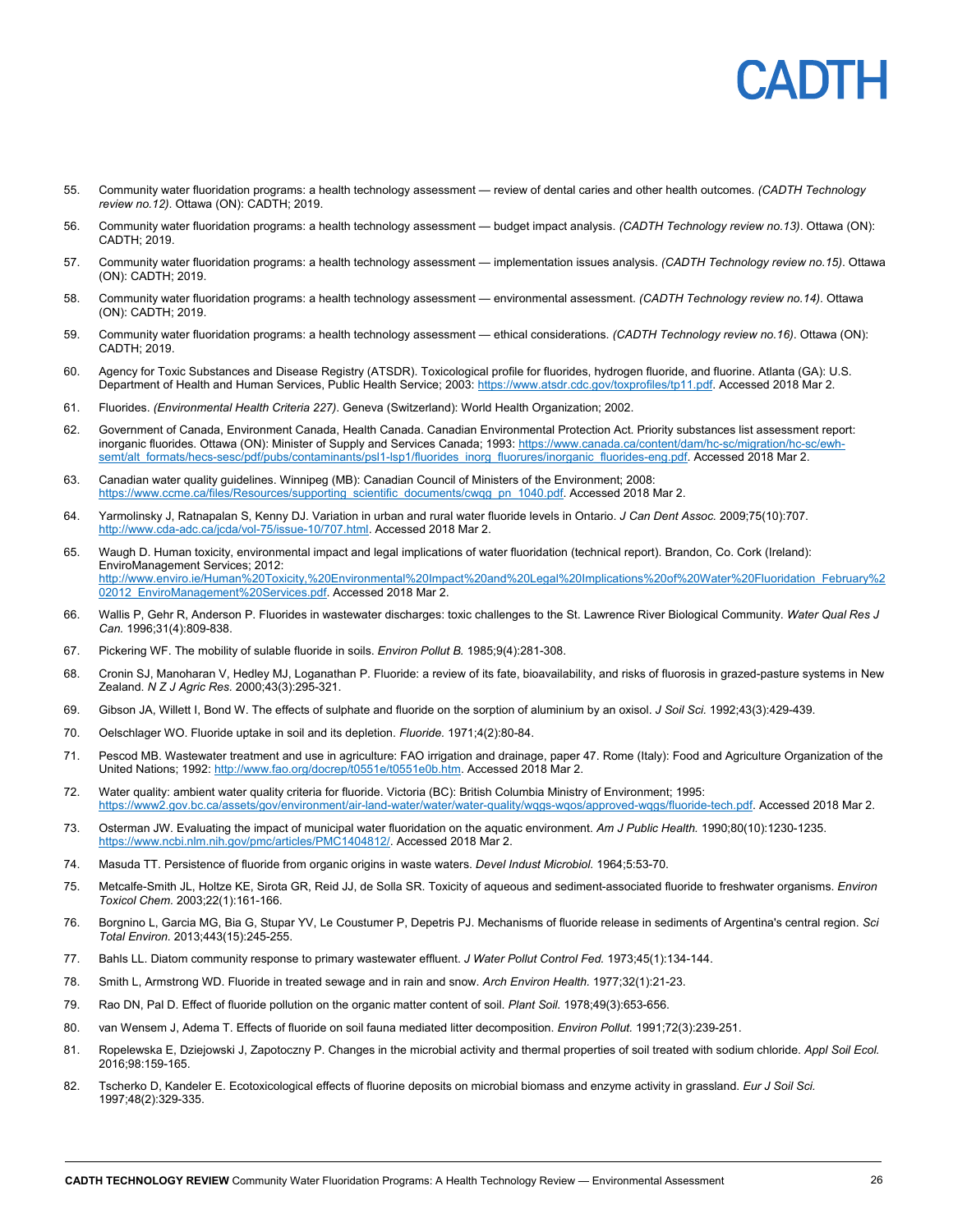55. Community water fluoridation programs: a health technology assessment — review of dental caries and other health outcomes. *(CADTH Technology review no.12)*. Ottawa (ON): CADTH; 2019.

56. Community water fluoridation programs: a health technology assessment — budget impact analysis. *(CADTH Technology review no.13)*. Ottawa (ON): CADTH; 2019.

57. Community water fluoridation programs: a health technology assessment — implementation issues analysis. *(CADTH Technology review no.15)*. Ottawa (ON): CADTH; 2019.

58. Community water fluoridation programs: a health technology assessment — environmental assessment. *(CADTH Technology review no.14)*. Ottawa (ON): CADTH; 2019.

59. Community water fluoridation programs: a health technology assessment — ethical considerations. *(CADTH Technology review no.16)*. Ottawa (ON): CADTH; 2019.

60. Agency for Toxic Substances and Disease Registry (ATSDR). Toxicological profile for fluorides, hydrogen fluoride, and fluorine. Atlanta (GA): U.S. Department of Health and Human Services, Public Health Service; 2003: https://www.atsdr.cdc.gov/toxprofiles/tp11.pdf. Accessed 2018 Mar 2.

61. Fluorides. *(Environmental Health Criteria 227)*. Geneva (Switzerland): World Health Organization; 2002.

62. Government of Canada, Environment Canada, Health Canada. Canadian Environmental Protection Act. Priority substances list assessment report: inorganic fluorides. Ottawa (ON): Minister of Supply and Services Canada; 1993: https://www.canada.ca/content/dam/hc-sc/migration/hc-sc/ewh-semt/alt_formats/hecs-sesc/pdf/pubs/contaminants/psl1-lsp1/fluorides_inorg_fluorures/inorganic_fluorides-eng.pdf. Accessed 2018 Mar 2.

63. Canadian water quality guidelines. Winnipeg (MB): Canadian Council of Ministers of the Environment; 2008: https://www.ccme.ca/files/Resources/supporting_scientific_documents/cwqg_pn_1040.pdf. Accessed 2018 Mar 2.

64. Yarmolinsky J, Ratnapalan S, Kenny DJ. Variation in urban and rural water fluoride levels in Ontario. *J Can Dent Assoc.* 2009;75(10):707. http://www.cda-adc.ca/jcda/vol-75/issue-10/707.html. Accessed 2018 Mar 2.

65. Waugh D. Human toxicity, environmental impact and legal implications of water fluoridation (technical report). Brandon, Co. Cork (Ireland): EnviroManagement Services; 2012: http://www.enviro.ie/Human%20Toxicity,%20Environmental%20Impact%20and%20Legal%20Implications%20of%20Water%20Fluoridation_February%202012_EnviroManagement%20Services.pdf. Accessed 2018 Mar 2.

66. Wallis P, Gehr R, Anderson P. Fluorides in wastewater discharges: toxic challenges to the St. Lawrence River Biological Community. *Water Qual Res J Can.* 1996;31(4):809-838.

67. Pickering WF. The mobility of sulable fluoride in soils. *Environ Pollut B.* 1985;9(4):281-308.

68. Cronin SJ, Manoharan V, Hedley MJ, Loganathan P. Fluoride: a review of its fate, bioavailability, and risks of fluorosis in grazed-pasture systems in New Zealand. *N Z J Agric Res.* 2000;43(3):295-321.

69. Gibson JA, Willett I, Bond W. The effects of sulphate and fluoride on the sorption of aluminium by an oxisol. *J Soil Sci.* 1992;43(3):429-439.

70. Oelschlager WO. Fluoride uptake in soil and its depletion. *Fluoride.* 1971;4(2):80-84.

71. Pescod MB. Wastewater treatment and use in agriculture: FAO irrigation and drainage, paper 47. Rome (Italy): Food and Agriculture Organization of the United Nations; 1992: http://www.fao.org/docrep/t0551e/t0551e0b.htm. Accessed 2018 Mar 2.

72. Water quality: ambient water quality criteria for fluoride. Victoria (BC): British Columbia Ministry of Environment; 1995: https://www2.gov.bc.ca/assets/gov/environment/air-land-water/water/water-quality/wqgs-wqos/approved-wqgs/fluoride-tech.pdf. Accessed 2018 Mar 2.

73. Osterman JW. Evaluating the impact of municipal water fluoridation on the aquatic environment. *Am J Public Health.* 1990;80(10):1230-1235. https://www.ncbi.nlm.nih.gov/pmc/articles/PMC1404812/. Accessed 2018 Mar 2.

74. Masuda TT. Persistence of fluoride from organic origins in waste waters. *Devel Indust Microbiol.* 1964;5:53-70.

75. Metcalfe-Smith JL, Holtze KE, Sirota GR, Reid JJ, de Solla SR. Toxicity of aqueous and sediment-associated fluoride to freshwater organisms. *Environ Toxicol Chem.* 2003;22(1):161-166.

76. Borgnino L, Garcia MG, Bia G, Stupar YV, Le Coustumer P, Depetris PJ. Mechanisms of fluoride release in sediments of Argentina's central region. *Sci Total Environ.* 2013;443(15):245-255.

77. Bahls LL. Diatom community response to primary wastewater effluent. *J Water Pollut Control Fed.* 1973;45(1):134-144.

78. Smith L, Armstrong WD. Fluoride in treated sewage and in rain and snow. *Arch Environ Health.* 1977;32(1):21-23.

79. Rao DN, Pal D. Effect of fluoride pollution on the organic matter content of soil. *Plant Soil.* 1978;49(3):653-656.

80. van Wensem J, Adema T. Effects of fluoride on soil fauna mediated litter decomposition. *Environ Pollut.* 1991;72(3):239-251.

81. Ropelewska E, Dziejowski J, Zapotoczny P. Changes in the microbial activity and thermal properties of soil treated with sodium chloride. *Appl Soil Ecol.* 2016;98:159-165.

82. Tscherko D, Kandeler E. Ecotoxicological effects of fluorine deposits on microbial biomass and enzyme activity in grassland. *Eur J Soil Sci.* 1997;48(2):329-335.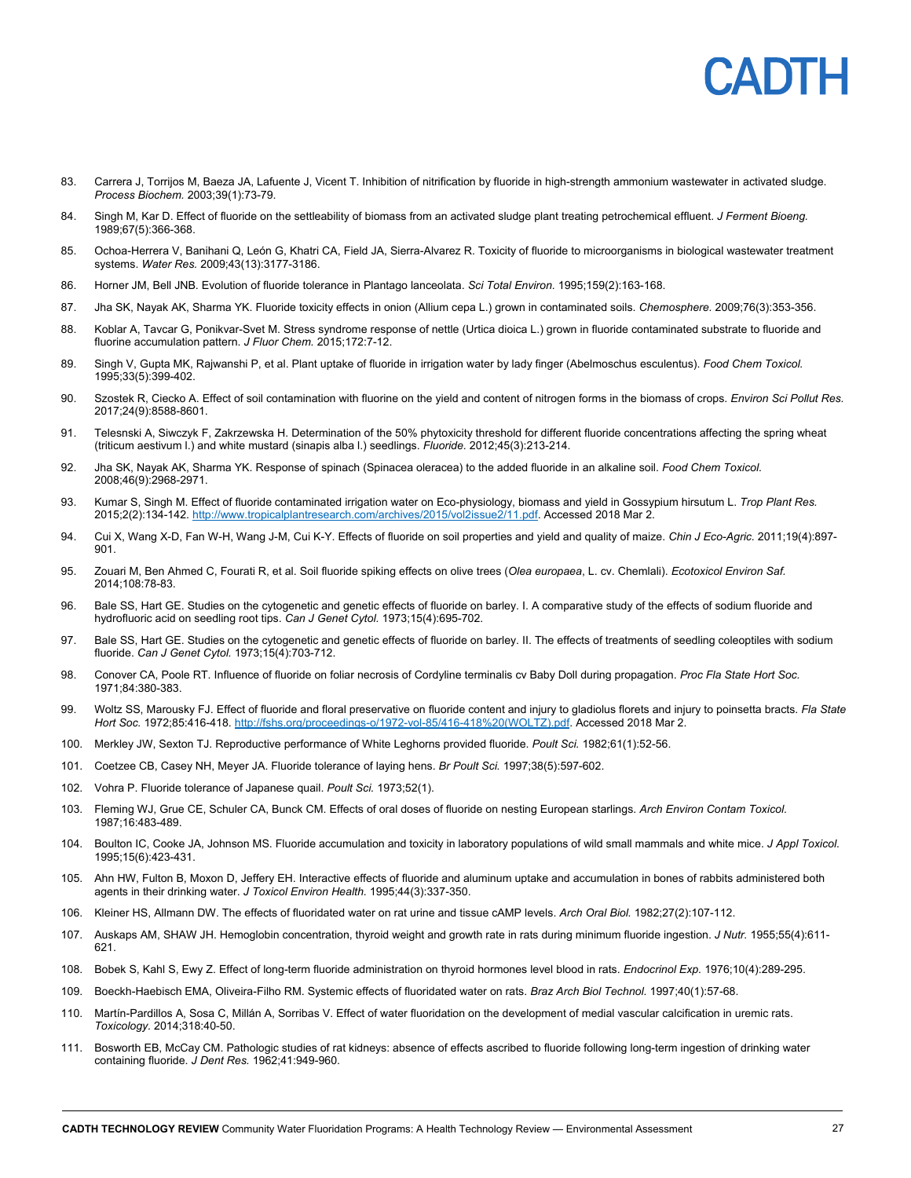83. Carrera J, Torrijos M, Baeza JA, Lafuente J, Vicent T. Inhibition of nitrification by fluoride in high-strength ammonium wastewater in activated sludge. *Process Biochem.* 2003;39(1):73-79.

84. Singh M, Kar D. Effect of fluoride on the settleability of biomass from an activated sludge plant treating petrochemical effluent. *J Ferment Bioeng.* 1989;67(5):366-368.

85. Ochoa-Herrera V, Banihani Q, León G, Khatri CA, Field JA, Sierra-Alvarez R. Toxicity of fluoride to microorganisms in biological wastewater treatment systems. *Water Res.* 2009;43(13):3177-3186.

86. Horner JM, Bell JNB. Evolution of fluoride tolerance in Plantago lanceolata. *Sci Total Environ.* 1995;159(2):163-168.

87. Jha SK, Nayak AK, Sharma YK. Fluoride toxicity effects in onion (Allium cepa L.) grown in contaminated soils. *Chemosphere.* 2009;76(3):353-356.

88. Koblar A, Tavcar G, Ponikvar-Svet M. Stress syndrome response of nettle (Urtica dioica L.) grown in fluoride contaminated substrate to fluoride and fluorine accumulation pattern. *J Fluor Chem.* 2015;172:7-12.

89. Singh V, Gupta MK, Rajwanshi P, et al. Plant uptake of fluoride in irrigation water by lady finger (Abelmoschus esculentus). *Food Chem Toxicol.* 1995;33(5):399-402.

90. Szostek R, Ciecko A. Effect of soil contamination with fluorine on the yield and content of nitrogen forms in the biomass of crops. *Environ Sci Pollut Res.* 2017;24(9):8588-8601.

91. Telesnski A, Siwczyk F, Zakrzewska H. Determination of the 50% phytoxicity threshold for different fluoride concentrations affecting the spring wheat (triticum aestivum l.) and white mustard (sinapis alba l.) seedlings. *Fluoride.* 2012;45(3):213-214.

92. Jha SK, Nayak AK, Sharma YK. Response of spinach (Spinacea oleracea) to the added fluoride in an alkaline soil. *Food Chem Toxicol.* 2008;46(9):2968-2971.

93. Kumar S, Singh M. Effect of fluoride contaminated irrigation water on Eco-physiology, biomass and yield in Gossypium hirsutum L. *Trop Plant Res.* 2015;2(2):134-142. http://www.tropicalplantresearch.com/archives/2015/vol2issue2/11.pdf. Accessed 2018 Mar 2.

94. Cui X, Wang X-D, Fan W-H, Wang J-M, Cui K-Y. Effects of fluoride on soil properties and yield and quality of maize. *Chin J Eco-Agric.* 2011;19(4):897-901.

95. Zouari M, Ben Ahmed C, Fourati R, et al. Soil fluoride spiking effects on olive trees (*Olea europaea*, L. cv. Chemlali). *Ecotoxicol Environ Saf.* 2014;108:78-83.

96. Bale SS, Hart GE. Studies on the cytogenetic and genetic effects of fluoride on barley. I. A comparative study of the effects of sodium fluoride and hydrofluoric acid on seedling root tips. *Can J Genet Cytol.* 1973;15(4):695-702.

97. Bale SS, Hart GE. Studies on the cytogenetic and genetic effects of fluoride on barley. II. The effects of treatments of seedling coleoptiles with sodium fluoride. *Can J Genet Cytol.* 1973;15(4):703-712.

98. Conover CA, Poole RT. Influence of fluoride on foliar necrosis of Cordyline terminalis cv Baby Doll during propagation. *Proc Fla State Hort Soc.* 1971;84:380-383.

99. Woltz SS, Marousky FJ. Effect of fluoride and floral preservative on fluoride content and injury to gladiolus florets and injury to poinsetta bracts. *Fla State Hort Soc.* 1972;85:416-418. http://fshs.org/proceedings-o/1972-vol-85/416-418%20(WOLTZ).pdf. Accessed 2018 Mar 2.

100. Merkley JW, Sexton TJ. Reproductive performance of White Leghorns provided fluoride. *Poult Sci.* 1982;61(1):52-56.

101. Coetzee CB, Casey NH, Meyer JA. Fluoride tolerance of laying hens. *Br Poult Sci.* 1997;38(5):597-602.

102. Vohra P. Fluoride tolerance of Japanese quail. *Poult Sci.* 1973;52(1).

103. Fleming WJ, Grue CE, Schuler CA, Bunck CM. Effects of oral doses of fluoride on nesting European starlings. *Arch Environ Contam Toxicol.* 1987;16:483-489.

104. Boulton IC, Cooke JA, Johnson MS. Fluoride accumulation and toxicity in laboratory populations of wild small mammals and white mice. *J Appl Toxicol.* 1995;15(6):423-431.

105. Ahn HW, Fulton B, Moxon D, Jeffery EH. Interactive effects of fluoride and aluminum uptake and accumulation in bones of rabbits administered both agents in their drinking water. *J Toxicol Environ Health.* 1995;44(3):337-350.

106. Kleiner HS, Allmann DW. The effects of fluoridated water on rat urine and tissue cAMP levels. *Arch Oral Biol.* 1982;27(2):107-112.

107. Auskaps AM, SHAW JH. Hemoglobin concentration, thyroid weight and growth rate in rats during minimum fluoride ingestion. *J Nutr.* 1955;55(4):611-621.

108. Bobek S, Kahl S, Ewy Z. Effect of long-term fluoride administration on thyroid hormones level blood in rats. *Endocrinol Exp.* 1976;10(4):289-295.

109. Boeckh-Haebisch EMA, Oliveira-Filho RM. Systemic effects of fluoridated water on rats. *Braz Arch Biol Technol.* 1997;40(1):57-68.

110. Martín-Pardillos A, Sosa C, Millán A, Sorribas V. Effect of water fluoridation on the development of medial vascular calcification in uremic rats. *Toxicology.* 2014;318:40-50.

111. Bosworth EB, McCay CM. Pathologic studies of rat kidneys: absence of effects ascribed to fluoride following long-term ingestion of drinking water containing fluoride. *J Dent Res.* 1962;41:949-960.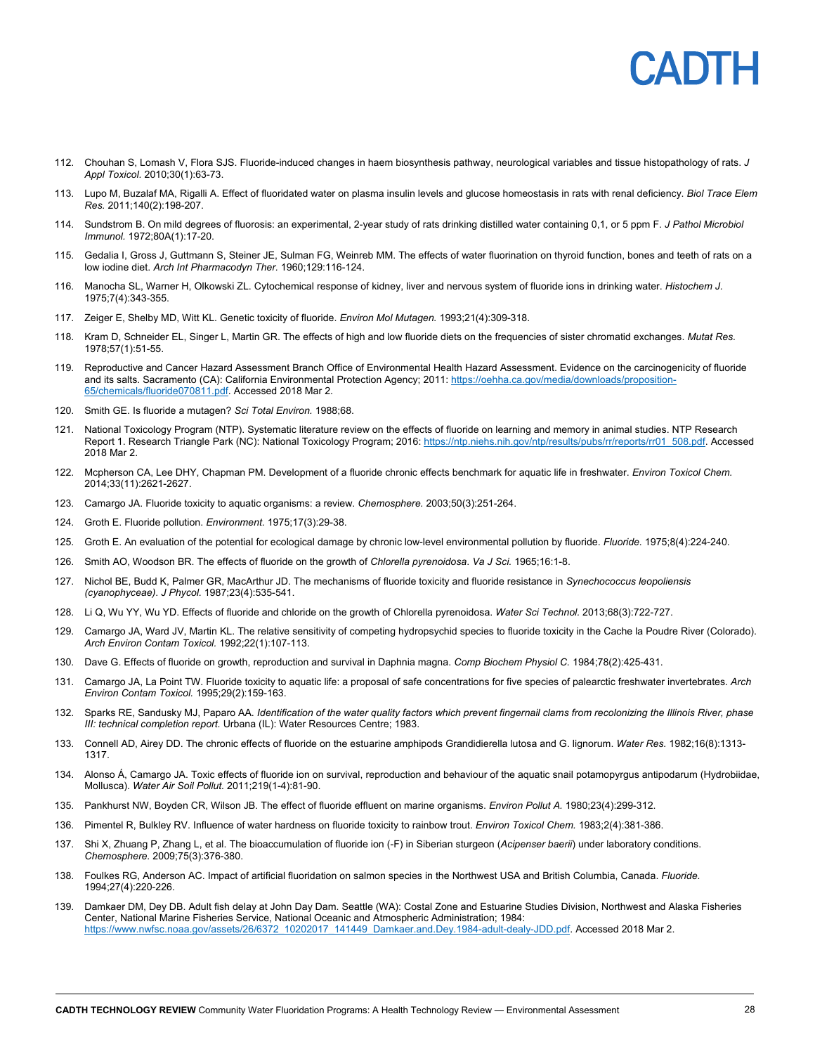112. Chouhan S, Lomash V, Flora SJS. Fluoride-induced changes in haem biosynthesis pathway, neurological variables and tissue histopathology of rats. *J Appl Toxicol.* 2010;30(1):63-73.

113. Lupo M, Buzalaf MA, Rigalli A. Effect of fluoridated water on plasma insulin levels and glucose homeostasis in rats with renal deficiency. *Biol Trace Elem Res.* 2011;140(2):198-207.

114. Sundstrom B. On mild degrees of fluorosis: an experimental, 2-year study of rats drinking distilled water containing 0,1, or 5 ppm F. *J Pathol Microbiol Immunol.* 1972;80A(1):17-20.

115. Gedalia I, Gross J, Guttmann S, Steiner JE, Sulman FG, Weinreb MM. The effects of water fluorination on thyroid function, bones and teeth of rats on a low iodine diet. *Arch Int Pharmacodyn Ther.* 1960;129:116-124.

116. Manocha SL, Warner H, Olkowski ZL. Cytochemical response of kidney, liver and nervous system of fluoride ions in drinking water. *Histochem J.* 1975;7(4):343-355.

117. Zeiger E, Shelby MD, Witt KL. Genetic toxicity of fluoride. *Environ Mol Mutagen.* 1993;21(4):309-318.

118. Kram D, Schneider EL, Singer L, Martin GR. The effects of high and low fluoride diets on the frequencies of sister chromatid exchanges. *Mutat Res.* 1978;57(1):51-55.

119. Reproductive and Cancer Hazard Assessment Branch Office of Environmental Health Hazard Assessment. Evidence on the carcinogenicity of fluoride and its salts. Sacramento (CA): California Environmental Protection Agency; 2011: https://oehha.ca.gov/media/downloads/proposition-65/chemicals/fluoride070811.pdf. Accessed 2018 Mar 2.

120. Smith GE. Is fluoride a mutagen? *Sci Total Environ.* 1988;68.

121. National Toxicology Program (NTP). Systematic literature review on the effects of fluoride on learning and memory in animal studies. NTP Research Report 1. Research Triangle Park (NC): National Toxicology Program; 2016: https://ntp.niehs.nih.gov/ntp/results/pubs/rr/reports/rr01_508.pdf. Accessed 2018 Mar 2.

122. Mcpherson CA, Lee DHY, Chapman PM. Development of a fluoride chronic effects benchmark for aquatic life in freshwater. *Environ Toxicol Chem.* 2014;33(11):2621-2627.

123. Camargo JA. Fluoride toxicity to aquatic organisms: a review. *Chemosphere.* 2003;50(3):251-264.

124. Groth E. Fluoride pollution. *Environment.* 1975;17(3):29-38.

125. Groth E. An evaluation of the potential for ecological damage by chronic low-level environmental pollution by fluoride. *Fluoride.* 1975;8(4):224-240.

126. Smith AO, Woodson BR. The effects of fluoride on the growth of *Chlorella pyrenoidosa*. *Va J Sci.* 1965;16:1-8.

127. Nichol BE, Budd K, Palmer GR, MacArthur JD. The mechanisms of fluoride toxicity and fluoride resistance in *Synechococcus leopoliensis (cyanophyceae)*. *J Phycol.* 1987;23(4):535-541.

128. Li Q, Wu YY, Wu YD. Effects of fluoride and chloride on the growth of Chlorella pyrenoidosa. *Water Sci Technol.* 2013;68(3):722-727.

129. Camargo JA, Ward JV, Martin KL. The relative sensitivity of competing hydropsychid species to fluoride toxicity in the Cache la Poudre River (Colorado). *Arch Environ Contam Toxicol.* 1992;22(1):107-113.

130. Dave G. Effects of fluoride on growth, reproduction and survival in Daphnia magna. *Comp Biochem Physiol C.* 1984;78(2):425-431.

131. Camargo JA, La Point TW. Fluoride toxicity to aquatic life: a proposal of safe concentrations for five species of palearctic freshwater invertebrates. *Arch Environ Contam Toxicol.* 1995;29(2):159-163.

132. Sparks RE, Sandusky MJ, Paparo AA. *Identification of the water quality factors which prevent fingernail clams from recolonizing the Illinois River, phase III: technical completion report.* Urbana (IL): Water Resources Centre; 1983.

133. Connell AD, Airey DD. The chronic effects of fluoride on the estuarine amphipods Grandidierella lutosa and G. lignorum. *Water Res.* 1982;16(8):1313-1317.

134. Alonso Á, Camargo JA. Toxic effects of fluoride ion on survival, reproduction and behaviour of the aquatic snail potamopyrgus antipodarum (Hydrobiidae, Mollusca). *Water Air Soil Pollut.* 2011;219(1-4):81-90.

135. Pankhurst NW, Boyden CR, Wilson JB. The effect of fluoride effluent on marine organisms. *Environ Pollut A.* 1980;23(4):299-312.

136. Pimentel R, Bulkley RV. Influence of water hardness on fluoride toxicity to rainbow trout. *Environ Toxicol Chem.* 1983;2(4):381-386.

137. Shi X, Zhuang P, Zhang L, et al. The bioaccumulation of fluoride ion (-F) in Siberian sturgeon (*Acipenser baerii*) under laboratory conditions. *Chemosphere.* 2009;75(3):376-380.

138. Foulkes RG, Anderson AC. Impact of artificial fluoridation on salmon species in the Northwest USA and British Columbia, Canada. *Fluoride.* 1994;27(4):220-226.

139. Damkaer DM, Dey DB. Adult fish delay at John Day Dam. Seattle (WA): Costal Zone and Estuarine Studies Division, Northwest and Alaska Fisheries Center, National Marine Fisheries Service, National Oceanic and Atmospheric Administration; 1984: https://www.nwfsc.noaa.gov/assets/26/6372_10202017_141449_Damkaer.and.Dey.1984-adult-dealy-JDD.pdf. Accessed 2018 Mar 2.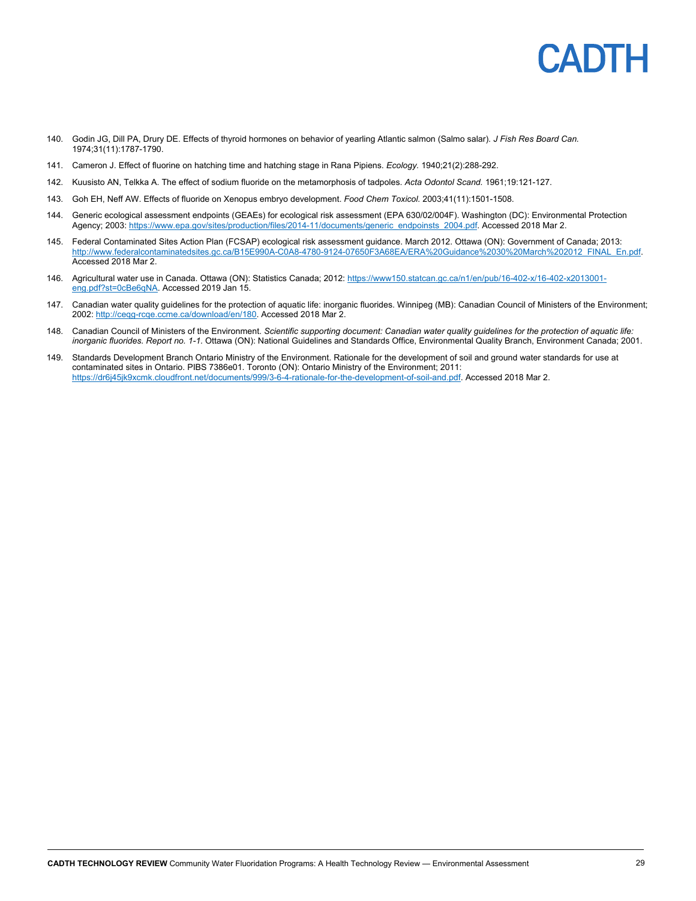140. Godin JG, Dill PA, Drury DE. Effects of thyroid hormones on behavior of yearling Atlantic salmon (Salmo salar). *J Fish Res Board Can.* 1974;31(11):1787-1790.

141. Cameron J. Effect of fluorine on hatching time and hatching stage in Rana Pipiens. *Ecology.* 1940;21(2):288-292.

142. Kuusisto AN, Telkka A. The effect of sodium fluoride on the metamorphosis of tadpoles. *Acta Odontol Scand.* 1961;19:121-127.

143. Goh EH, Neff AW. Effects of fluoride on Xenopus embryo development. *Food Chem Toxicol.* 2003;41(11):1501-1508.

144. Generic ecological assessment endpoints (GEAEs) for ecological risk assessment (EPA 630/02/004F). Washington (DC): Environmental Protection Agency; 2003: https://www.epa.gov/sites/production/files/2014-11/documents/generic_endpoinsts_2004.pdf. Accessed 2018 Mar 2.

145. Federal Contaminated Sites Action Plan (FCSAP) ecological risk assessment guidance. March 2012. Ottawa (ON): Government of Canada; 2013: http://www.federalcontaminatedsites.gc.ca/B15E990A-C0A8-4780-9124-07650F3A68EA/ERA%20Guidance%2030%20March%202012_FINAL_En.pdf. Accessed 2018 Mar 2.

146. Agricultural water use in Canada. Ottawa (ON): Statistics Canada; 2012: https://www150.statcan.gc.ca/n1/en/pub/16-402-x/16-402-x2013001-eng.pdf?st=0cBe6qNA. Accessed 2019 Jan 15.

147. Canadian water quality guidelines for the protection of aquatic life: inorganic fluorides. Winnipeg (MB): Canadian Council of Ministers of the Environment; 2002: http://ceqg-rcqe.ccme.ca/download/en/180. Accessed 2018 Mar 2.

148. Canadian Council of Ministers of the Environment. *Scientific supporting document: Canadian water quality guidelines for the protection of aquatic life: inorganic fluorides. Report no. 1-1.* Ottawa (ON): National Guidelines and Standards Office, Environmental Quality Branch, Environment Canada; 2001.

149. Standards Development Branch Ontario Ministry of the Environment. Rationale for the development of soil and ground water standards for use at contaminated sites in Ontario. PIBS 7386e01. Toronto (ON): Ontario Ministry of the Environment; 2011: https://dr6j45jk9xcmk.cloudfront.net/documents/999/3-6-4-rationale-for-the-development-of-soil-and.pdf. Accessed 2018 Mar 2.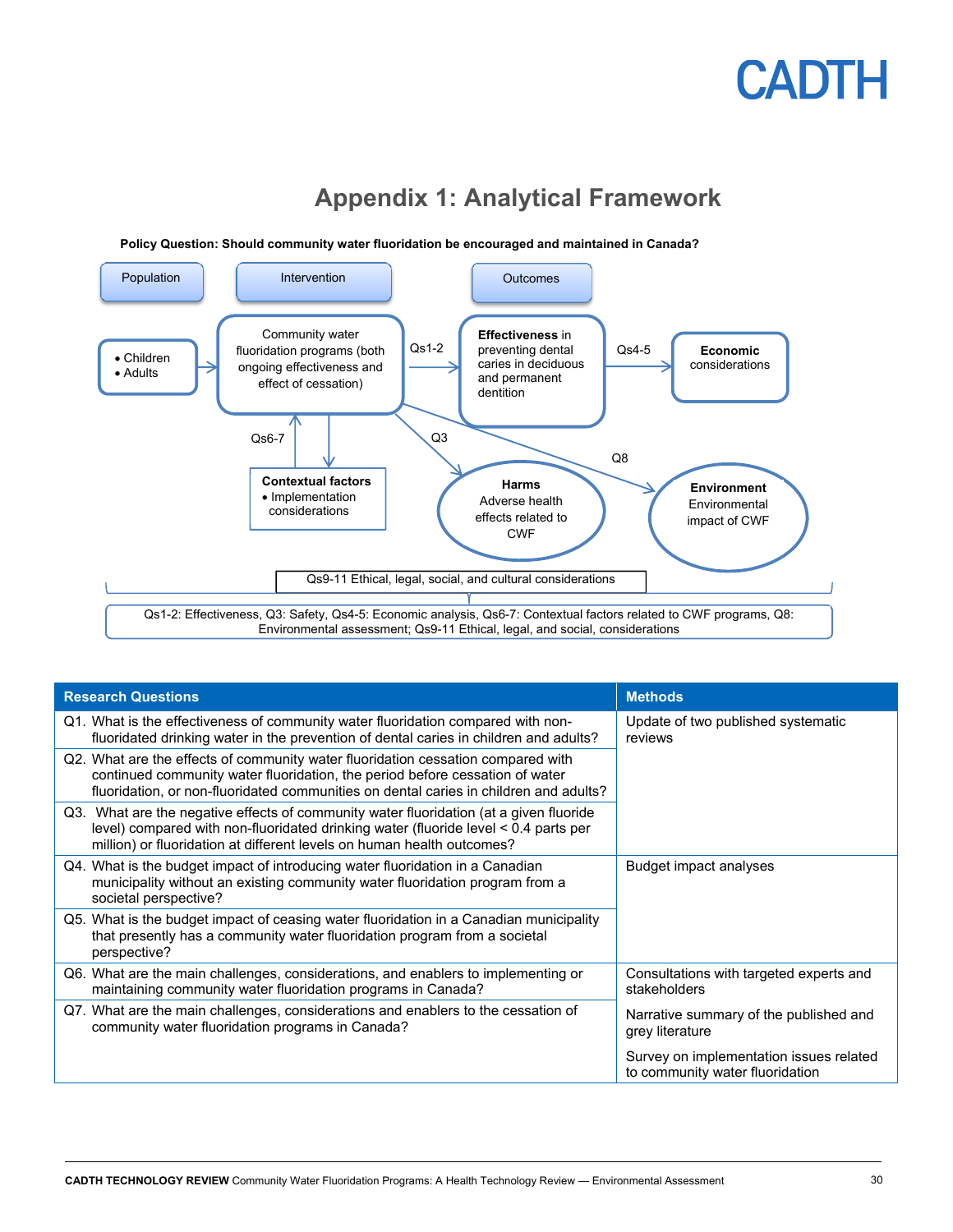# Appendix 1: Analytical Framework

**Policy Question: Should community water fluoridation be encouraged and maintained in Canada?**

Population

Intervention

Outcomes

- Children
- Adults

Community water fluoridation programs (both ongoing effectiveness and effect of cessation)

Qs1-2

**Effectiveness** in preventing dental caries in deciduous and permanent dentition

Qs4-5

**Economic** considerations

Qs6-7

Q3

Q8

**Contextual factors**
- Implementation considerations

**Harms**
Adverse health effects related to CWF

**Environment**
Environmental impact of CWF

Qs9-11 Ethical, legal, social, and cultural considerations

Qs1-2: Effectiveness, Q3: Safety, Qs4-5: Economic analysis, Qs6-7: Contextual factors related to CWF programs, Q8: Environmental assessment; Qs9-11 Ethical, legal, and social, considerations

| Research Questions | Methods |
|---|---|
| Q1. What is the effectiveness of community water fluoridation compared with non-fluoridated drinking water in the prevention of dental caries in children and adults? | Update of two published systematic reviews |
| Q2. What are the effects of community water fluoridation cessation compared with continued community water fluoridation, the period before cessation of water fluoridation, or non-fluoridated communities on dental caries in children and adults? | |
| Q3. What are the negative effects of community water fluoridation (at a given fluoride level) compared with non-fluoridated drinking water (fluoride level < 0.4 parts per million) or fluoridation at different levels on human health outcomes? | |
| Q4. What is the budget impact of introducing water fluoridation in a Canadian municipality without an existing community water fluoridation program from a societal perspective? | Budget impact analyses |
| Q5. What is the budget impact of ceasing water fluoridation in a Canadian municipality that presently has a community water fluoridation program from a societal perspective? | |
| Q6. What are the main challenges, considerations, and enablers to implementing or maintaining community water fluoridation programs in Canada? | Consultations with targeted experts and stakeholders |
| Q7. What are the main challenges, considerations and enablers to the cessation of community water fluoridation programs in Canada? | Narrative summary of the published and grey literature<br><br>Survey on implementation issues related to community water fluoridation |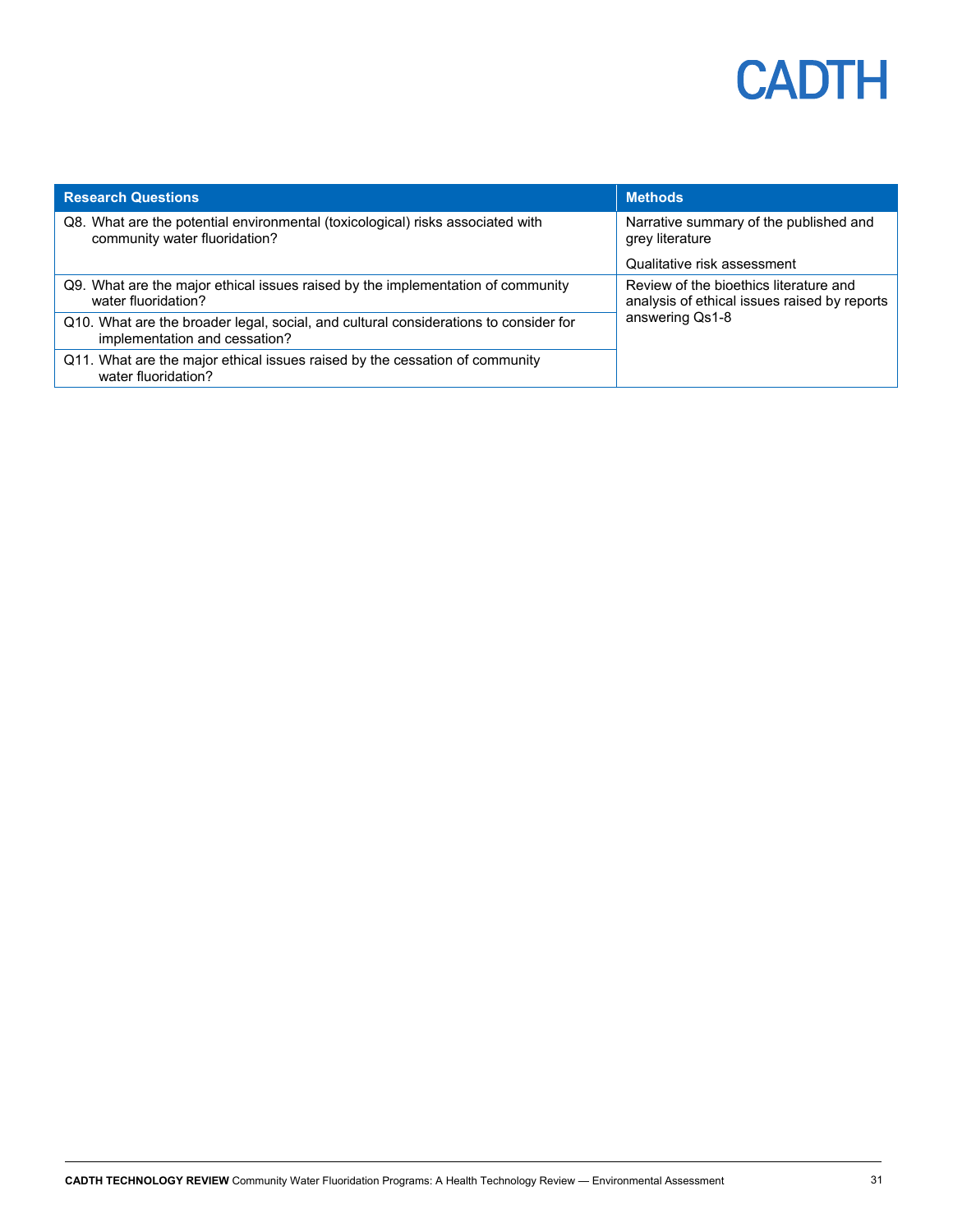| Research Questions | Methods |
| --- | --- |
| Q8. What are the potential environmental (toxicological) risks associated with community water fluoridation? | Narrative summary of the published and grey literature<br><br>Qualitative risk assessment |
| Q9. What are the major ethical issues raised by the implementation of community water fluoridation? | Review of the bioethics literature and analysis of ethical issues raised by reports answering Qs1-8 |
| Q10. What are the broader legal, social, and cultural considerations to consider for implementation and cessation? | |
| Q11. What are the major ethical issues raised by the cessation of community water fluoridation? | |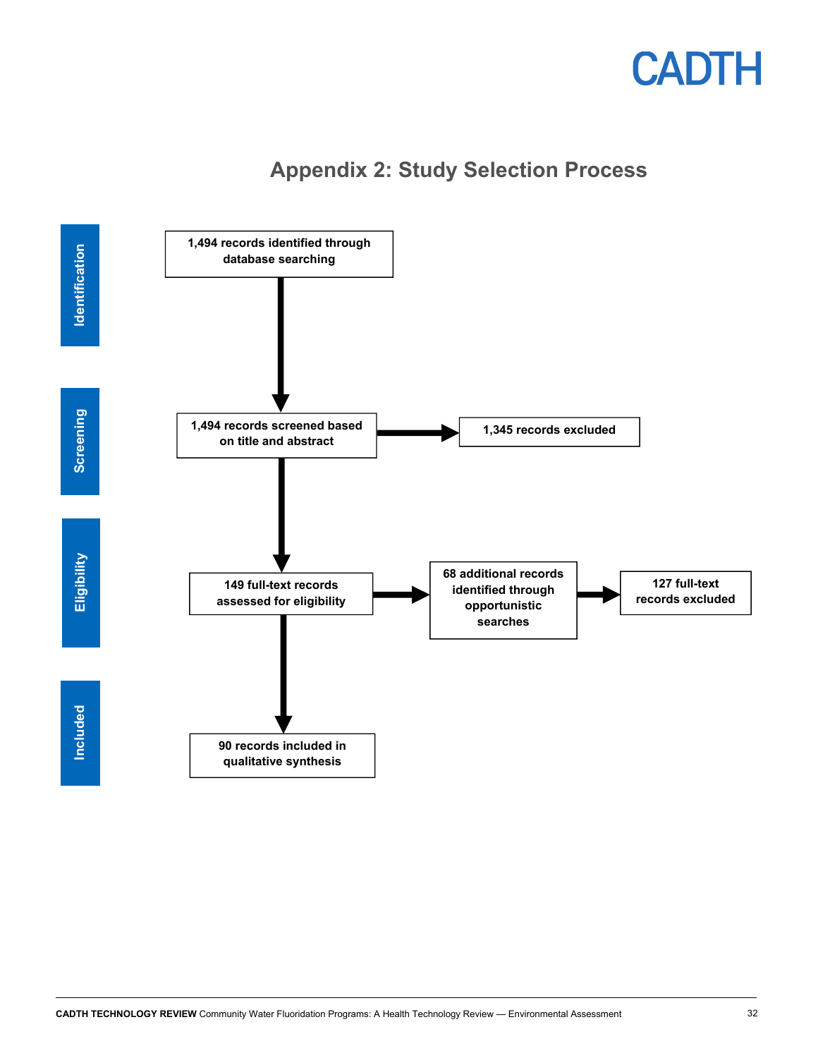## Appendix 2: Study Selection Process

Identification

1,494 records identified through database searching

Screening

1,494 records screened based on title and abstract

1,345 records excluded

Eligibility

149 full-text records assessed for eligibility

68 additional records identified through opportunistic searches

127 full-text records excluded

Included

90 records included in qualitative synthesis